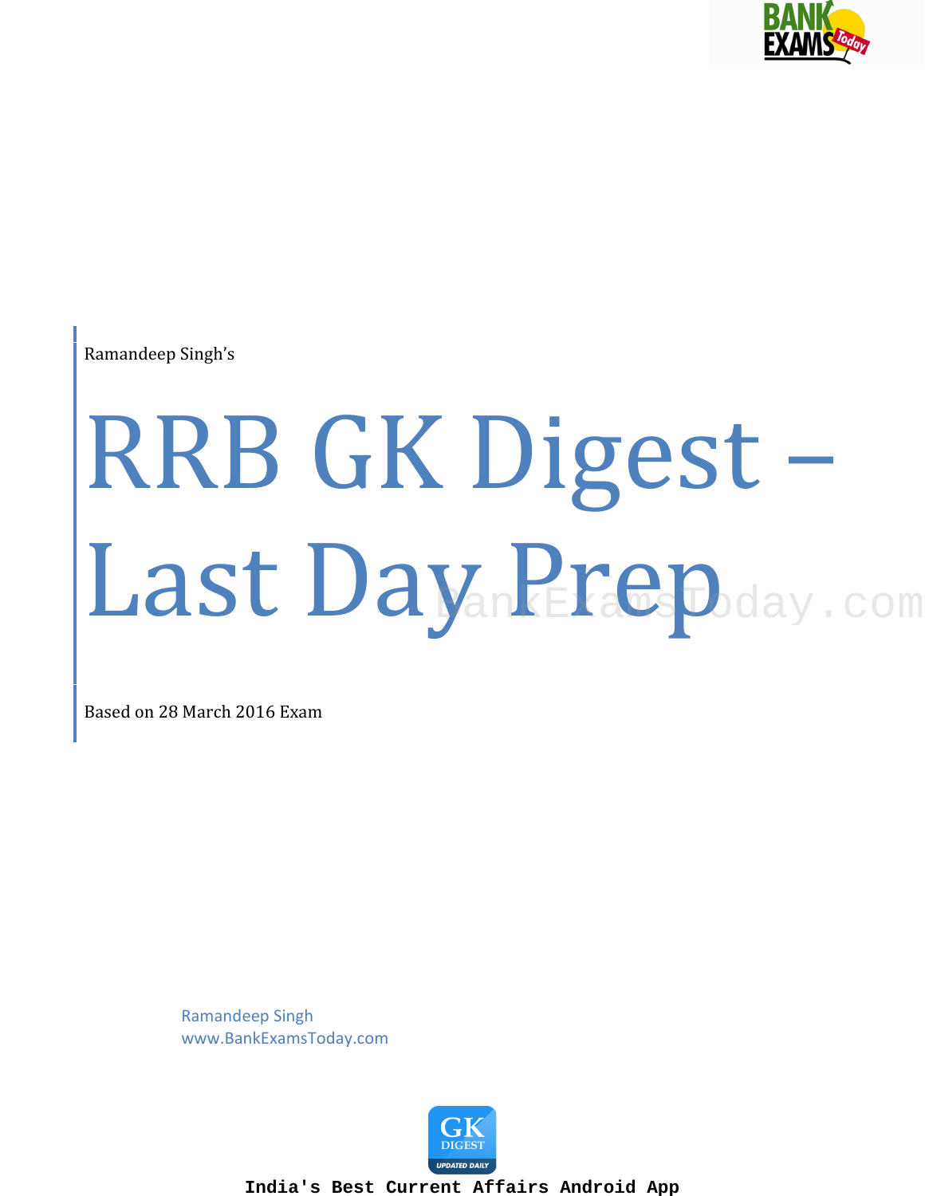Ramandeep Singh's

# RRB GK Digest – Last Day Prep

Based on 28 March 2016 Exam

Ramandeep Singh
www.BankExamsToday.com

India's Best Current Affairs Android App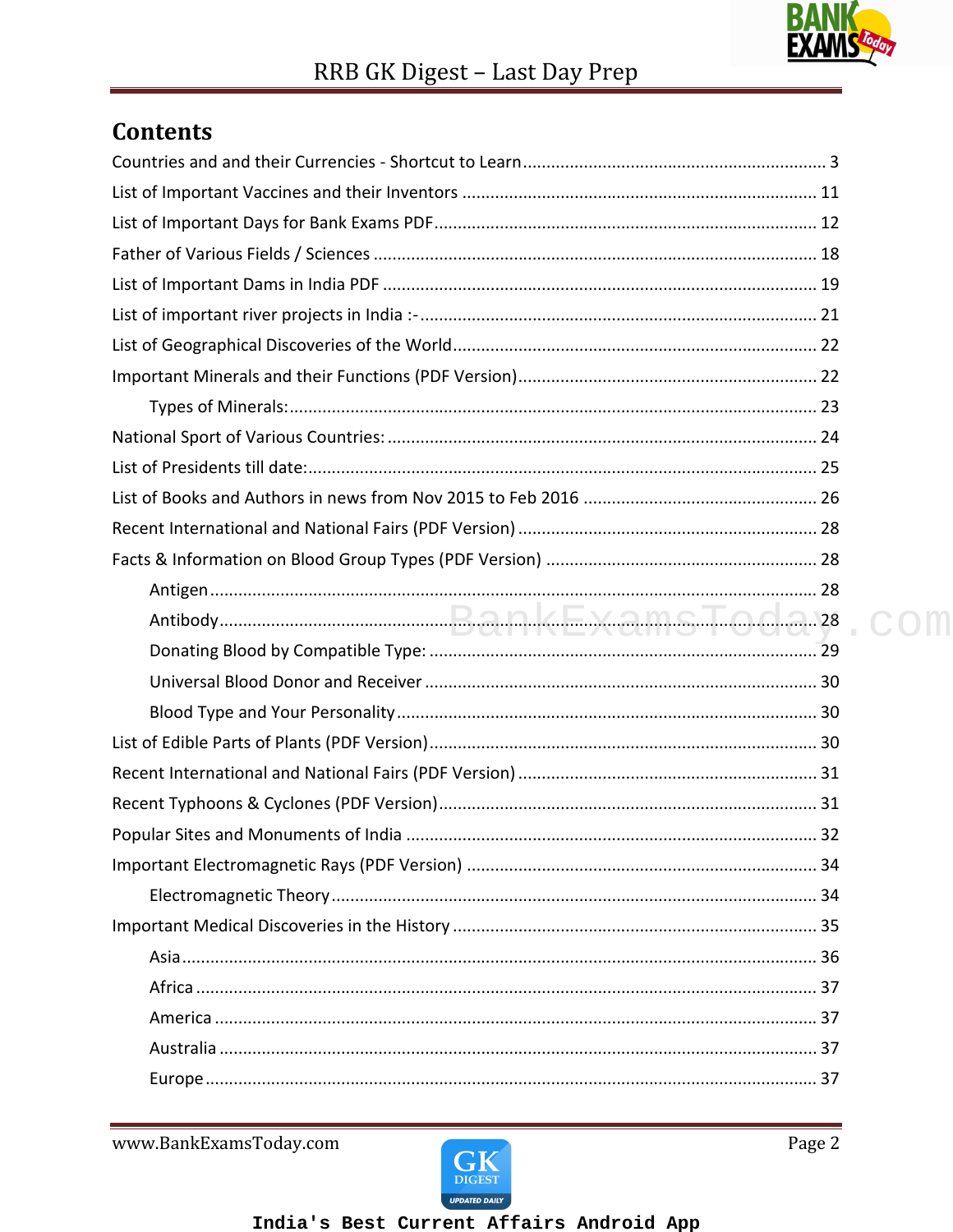# Contents

Countries and and their Currencies - Shortcut to Learn ........ 3

List of Important Vaccines and their Inventors ........ 11

List of Important Days for Bank Exams PDF ........ 12

Father of Various Fields / Sciences ........ 18

List of Important Dams in India PDF ........ 19

List of important river projects in India :- ........ 21

List of Geographical Discoveries of the World ........ 22

Important Minerals and their Functions (PDF Version) ........ 22

- Types of Minerals: ........ 23

National Sport of Various Countries: ........ 24

List of Presidents till date: ........ 25

List of Books and Authors in news from Nov 2015 to Feb 2016 ........ 26

Recent International and National Fairs (PDF Version) ........ 28

Facts & Information on Blood Group Types (PDF Version) ........ 28

- Antigen ........ 28
- Antibody ........ 28
- Donating Blood by Compatible Type: ........ 29
- Universal Blood Donor and Receiver ........ 30
- Blood Type and Your Personality ........ 30

List of Edible Parts of Plants (PDF Version) ........ 30

Recent International and National Fairs (PDF Version) ........ 31

Recent Typhoons & Cyclones (PDF Version) ........ 31

Popular Sites and Monuments of India ........ 32

Important Electromagnetic Rays (PDF Version) ........ 34

- Electromagnetic Theory ........ 34

Important Medical Discoveries in the History ........ 35

- Asia ........ 36
- Africa ........ 37
- America ........ 37
- Australia ........ 37
- Europe ........ 37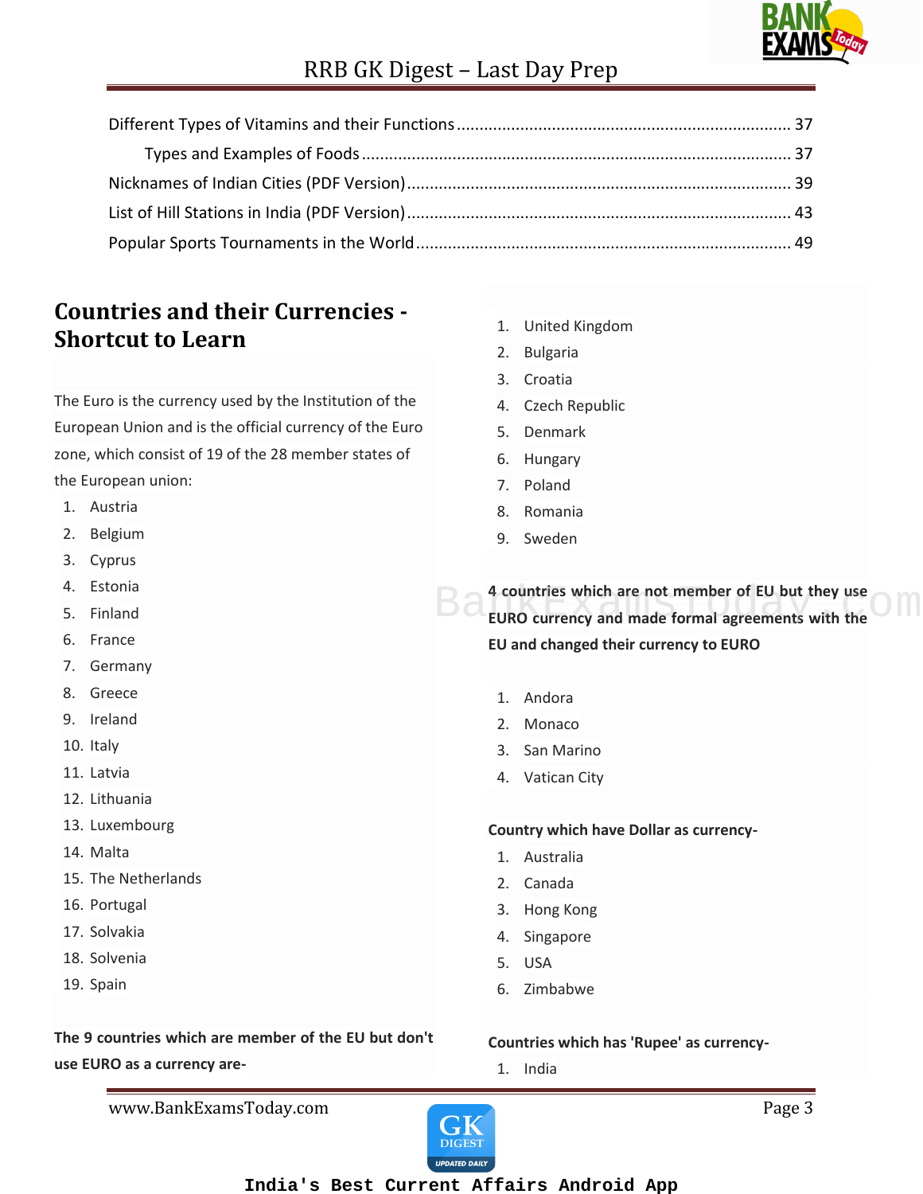Different Types of Vitamins and their Functions ........................................................................ 37

Types and Examples of Foods .............................................................................................. 37

Nicknames of Indian Cities (PDF Version) .................................................................................... 39

List of Hill Stations in India (PDF Version) .................................................................................... 43

Popular Sports Tournaments in the World ................................................................................. 49

## Countries and their Currencies - Shortcut to Learn

The Euro is the currency used by the Institution of the European Union and is the official currency of the Euro zone, which consist of 19 of the 28 member states of the European union:

1. Austria
2. Belgium
3. Cyprus
4. Estonia
5. Finland
6. France
7. Germany
8. Greece
9. Ireland
10. Italy
11. Latvia
12. Lithuania
13. Luxembourg
14. Malta
15. The Netherlands
16. Portugal
17. Solvakia
18. Solvenia
19. Spain

**The 9 countries which are member of the EU but don't use EURO as a currency are-**

1. United Kingdom
2. Bulgaria
3. Croatia
4. Czech Republic
5. Denmark
6. Hungary
7. Poland
8. Romania
9. Sweden

**4 countries which are not member of EU but they use EURO currency and made formal agreements with the EU and changed their currency to EURO**

1. Andora
2. Monaco
3. San Marino
4. Vatican City

**Country which have Dollar as currency-**

1. Australia
2. Canada
3. Hong Kong
4. Singapore
5. USA
6. Zimbabwe

**Countries which has 'Rupee' as currency-**

1. India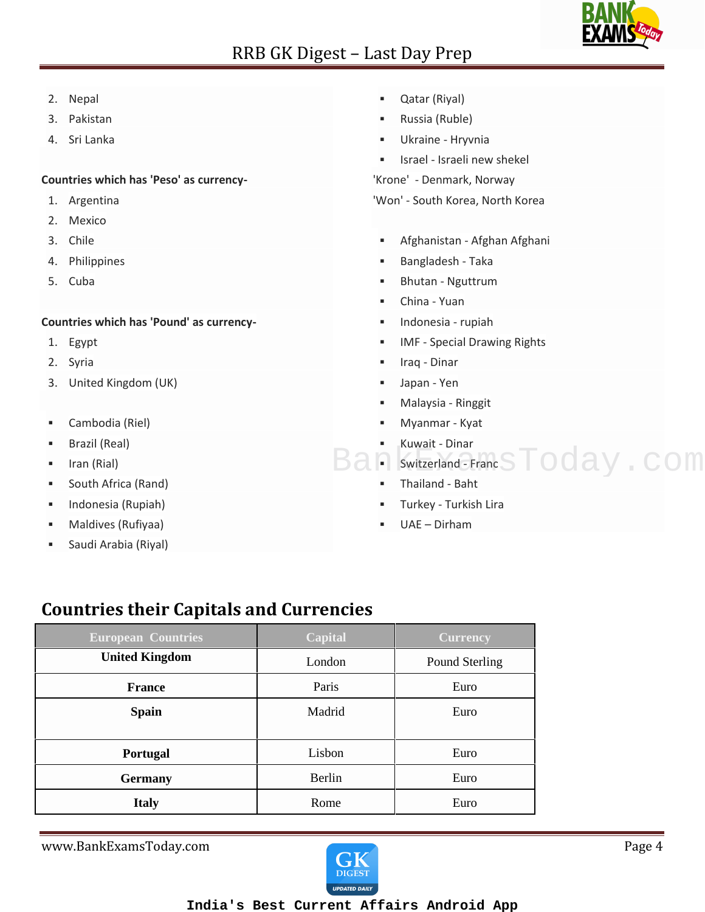2. Nepal
3. Pakistan
4. Sri Lanka

**Countries which has 'Peso' as currency-**

1. Argentina
2. Mexico
3. Chile
4. Philippines
5. Cuba

**Countries which has 'Pound' as currency-**

1. Egypt
2. Syria
3. United Kingdom (UK)

- Cambodia (Riel)
- Brazil (Real)
- Iran (Rial)
- South Africa (Rand)
- Indonesia (Rupiah)
- Maldives (Rufiyaa)
- Saudi Arabia (Riyal)
- Qatar (Riyal)
- Russia (Ruble)
- Ukraine - Hryvnia
- Israel - Israeli new shekel

'Krone' - Denmark, Norway

'Won' - South Korea, North Korea

- Afghanistan - Afghan Afghani
- Bangladesh - Taka
- Bhutan - Ngultrum
- China - Yuan
- Indonesia - rupiah
- IMF - Special Drawing Rights
- Iraq - Dinar
- Japan - Yen
- Malaysia - Ringgit
- Myanmar - Kyat
- Kuwait - Dinar
- Switzerland - Franc
- Thailand - Baht
- Turkey - Turkish Lira
- UAE – Dirham

## Countries their Capitals and Currencies

| European Countries | Capital | Currency |
|---|---|---|
| **United Kingdom** | London | Pound Sterling |
| **France** | Paris | Euro |
| **Spain** | Madrid | Euro |
| **Portugal** | Lisbon | Euro |
| **Germany** | Berlin | Euro |
| **Italy** | Rome | Euro |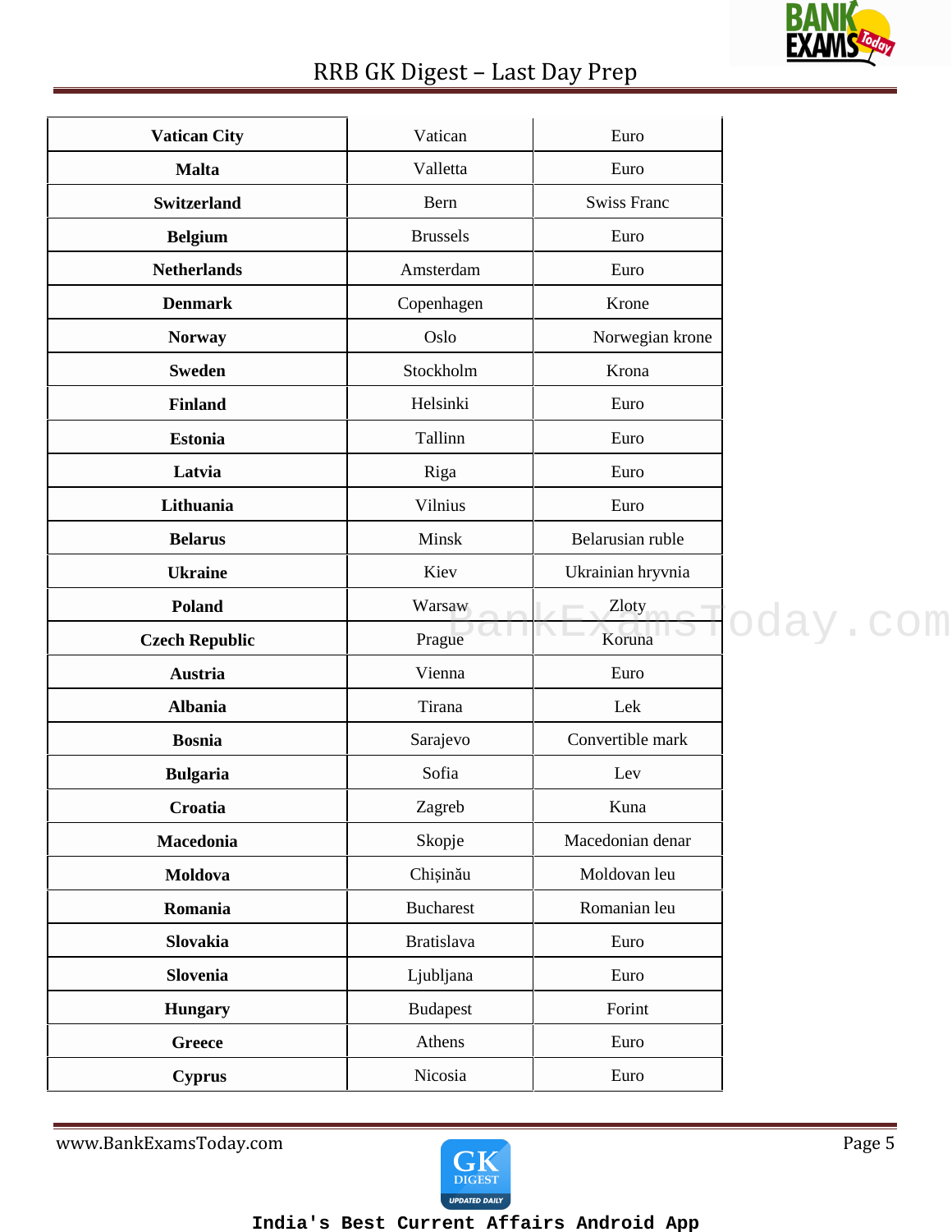| Vatican City | Vatican | Euro |
|---|---|---|
| Malta | Valletta | Euro |
| Switzerland | Bern | Swiss Franc |
| Belgium | Brussels | Euro |
| Netherlands | Amsterdam | Euro |
| Denmark | Copenhagen | Krone |
| Norway | Oslo | Norwegian krone |
| Sweden | Stockholm | Krona |
| Finland | Helsinki | Euro |
| Estonia | Tallinn | Euro |
| Latvia | Riga | Euro |
| Lithuania | Vilnius | Euro |
| Belarus | Minsk | Belarusian ruble |
| Ukraine | Kiev | Ukrainian hryvnia |
| Poland | Warsaw | Zloty |
| Czech Republic | Prague | Koruna |
| Austria | Vienna | Euro |
| Albania | Tirana | Lek |
| Bosnia | Sarajevo | Convertible mark |
| Bulgaria | Sofia | Lev |
| Croatia | Zagreb | Kuna |
| Macedonia | Skopje | Macedonian denar |
| Moldova | Chișinău | Moldovan leu |
| Romania | Bucharest | Romanian leu |
| Slovakia | Bratislava | Euro |
| Slovenia | Ljubljana | Euro |
| Hungary | Budapest | Forint |
| Greece | Athens | Euro |
| Cyprus | Nicosia | Euro |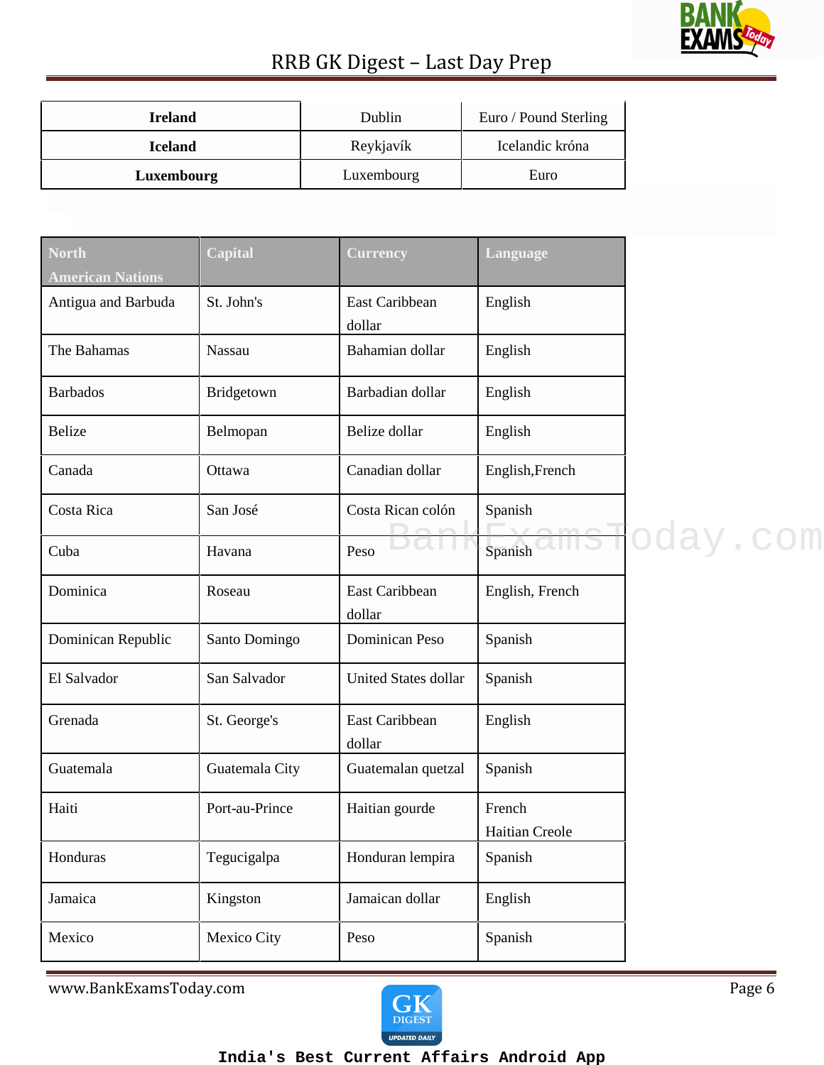| Ireland | Dublin | Euro / Pound Sterling |
|---|---|---|
| Iceland | Reykjavík | Icelandic króna |
| Luxembourg | Luxembourg | Euro |

| North American Nations | Capital | Currency | Language |
|---|---|---|---|
| Antigua and Barbuda | St. John's | East Caribbean dollar | English |
| The Bahamas | Nassau | Bahamian dollar | English |
| Barbados | Bridgetown | Barbadian dollar | English |
| Belize | Belmopan | Belize dollar | English |
| Canada | Ottawa | Canadian dollar | English,French |
| Costa Rica | San José | Costa Rican colón | Spanish |
| Cuba | Havana | Peso | Spanish |
| Dominica | Roseau | East Caribbean dollar | English, French |
| Dominican Republic | Santo Domingo | Dominican Peso | Spanish |
| El Salvador | San Salvador | United States dollar | Spanish |
| Grenada | St. George's | East Caribbean dollar | English |
| Guatemala | Guatemala City | Guatemalan quetzal | Spanish |
| Haiti | Port-au-Prince | Haitian gourde | French Haitian Creole |
| Honduras | Tegucigalpa | Honduran lempira | Spanish |
| Jamaica | Kingston | Jamaican dollar | English |
| Mexico | Mexico City | Peso | Spanish |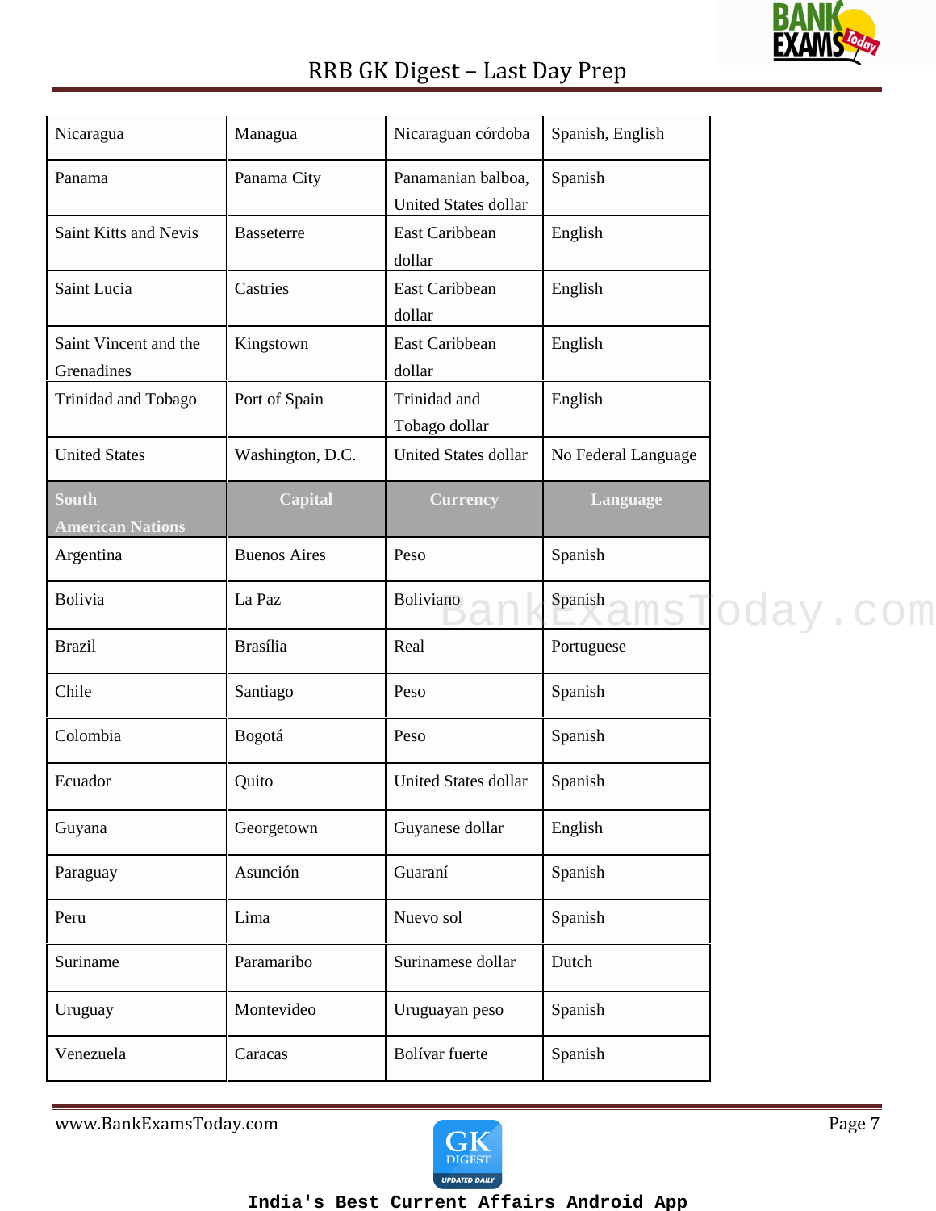| Nicaragua | Managua | Nicaraguan córdoba | Spanish, English |
|---|---|---|---|
| Panama | Panama City | Panamanian balboa, United States dollar | Spanish |
| Saint Kitts and Nevis | Basseterre | East Caribbean dollar | English |
| Saint Lucia | Castries | East Caribbean dollar | English |
| Saint Vincent and the Grenadines | Kingstown | East Caribbean dollar | English |
| Trinidad and Tobago | Port of Spain | Trinidad and Tobago dollar | English |
| United States | Washington, D.C. | United States dollar | No Federal Language |
| **South American Nations** | **Capital** | **Currency** | **Language** |
| Argentina | Buenos Aires | Peso | Spanish |
| Bolivia | La Paz | Boliviano | Spanish |
| Brazil | Brasília | Real | Portuguese |
| Chile | Santiago | Peso | Spanish |
| Colombia | Bogotá | Peso | Spanish |
| Ecuador | Quito | United States dollar | Spanish |
| Guyana | Georgetown | Guyanese dollar | English |
| Paraguay | Asunción | Guaraní | Spanish |
| Peru | Lima | Nuevo sol | Spanish |
| Suriname | Paramaribo | Surinamese dollar | Dutch |
| Uruguay | Montevideo | Uruguayan peso | Spanish |
| Venezuela | Caracas | Bolívar fuerte | Spanish |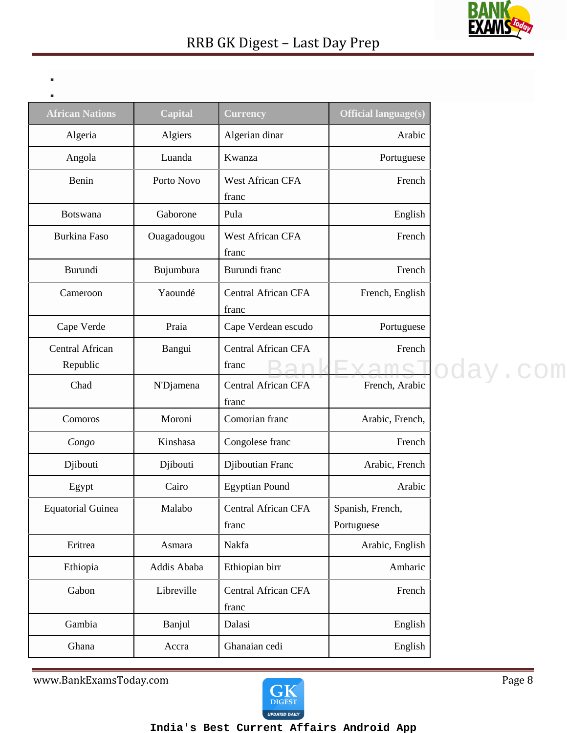| African Nations | Capital | Currency | Official language(s) |
|---|---|---|---|
| Algeria | Algiers | Algerian dinar | Arabic |
| Angola | Luanda | Kwanza | Portuguese |
| Benin | Porto Novo | West African CFA franc | French |
| Botswana | Gaborone | Pula | English |
| Burkina Faso | Ouagadougou | West African CFA franc | French |
| Burundi | Bujumbura | Burundi franc | French |
| Cameroon | Yaoundé | Central African CFA franc | French, English |
| Cape Verde | Praia | Cape Verdean escudo | Portuguese |
| Central African Republic | Bangui | Central African CFA franc | French |
| Chad | N'Djamena | Central African CFA franc | French, Arabic |
| Comoros | Moroni | Comorian franc | Arabic, French, |
| *Congo* | Kinshasa | Congolese franc | French |
| Djibouti | Djibouti | Djiboutian Franc | Arabic, French |
| Egypt | Cairo | Egyptian Pound | Arabic |
| Equatorial Guinea | Malabo | Central African CFA franc | Spanish, French, Portuguese |
| Eritrea | Asmara | Nakfa | Arabic, English |
| Ethiopia | Addis Ababa | Ethiopian birr | Amharic |
| Gabon | Libreville | Central African CFA franc | French |
| Gambia | Banjul | Dalasi | English |
| Ghana | Accra | Ghanaian cedi | English |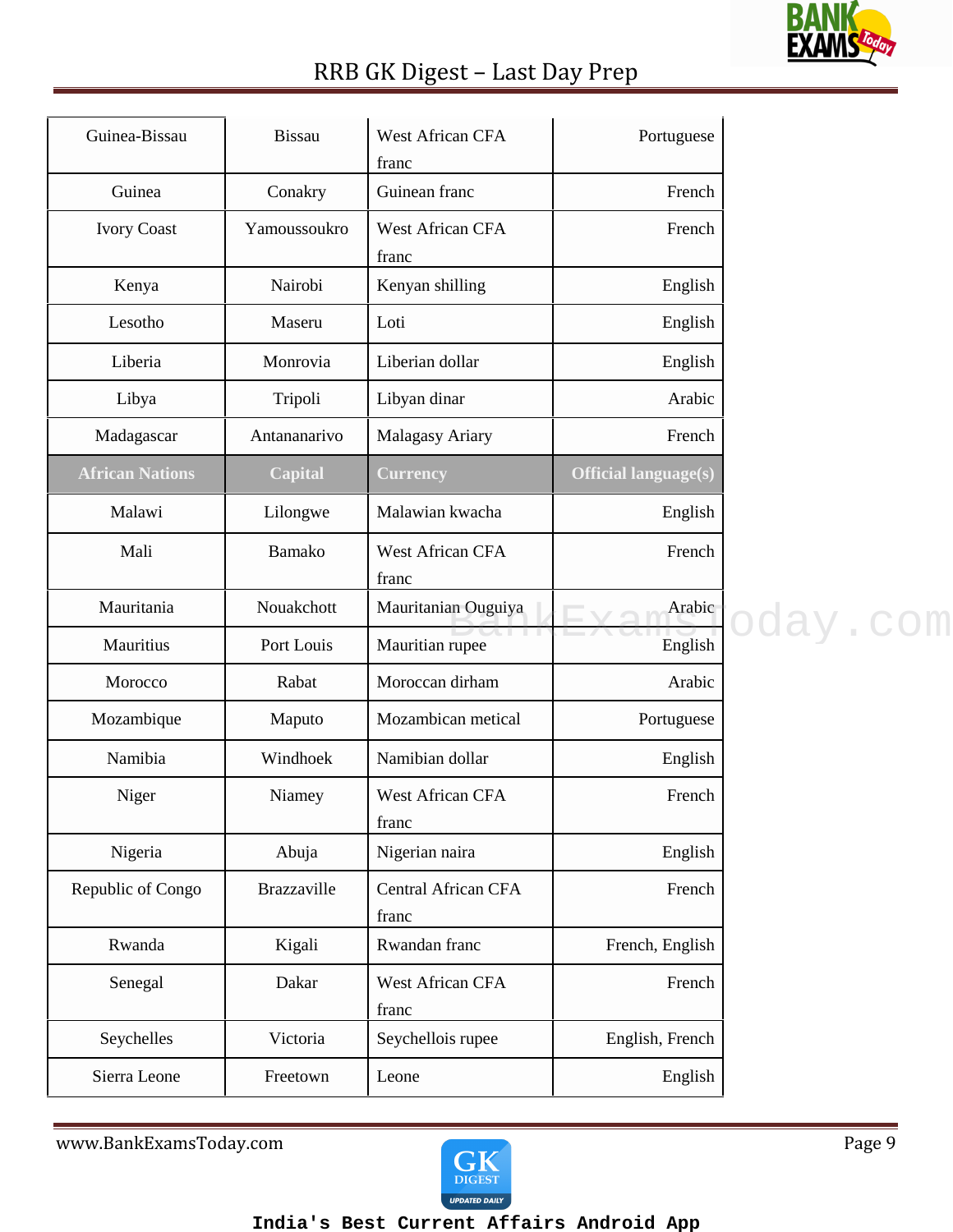| Guinea-Bissau | Bissau | West African CFA franc | Portuguese |
|---|---|---|---|
| Guinea | Conakry | Guinean franc | French |
| Ivory Coast | Yamoussoukro | West African CFA franc | French |
| Kenya | Nairobi | Kenyan shilling | English |
| Lesotho | Maseru | Loti | English |
| Liberia | Monrovia | Liberian dollar | English |
| Libya | Tripoli | Libyan dinar | Arabic |
| Madagascar | Antananarivo | Malagasy Ariary | French |
| **African Nations** | **Capital** | **Currency** | **Official language(s)** |
| Malawi | Lilongwe | Malawian kwacha | English |
| Mali | Bamako | West African CFA franc | French |
| Mauritania | Nouakchott | Mauritanian Ouguiya | Arabic |
| Mauritius | Port Louis | Mauritian rupee | English |
| Morocco | Rabat | Moroccan dirham | Arabic |
| Mozambique | Maputo | Mozambican metical | Portuguese |
| Namibia | Windhoek | Namibian dollar | English |
| Niger | Niamey | West African CFA franc | French |
| Nigeria | Abuja | Nigerian naira | English |
| Republic of Congo | Brazzaville | Central African CFA franc | French |
| Rwanda | Kigali | Rwandan franc | French, English |
| Senegal | Dakar | West African CFA franc | French |
| Seychelles | Victoria | Seychellois rupee | English, French |
| Sierra Leone | Freetown | Leone | English |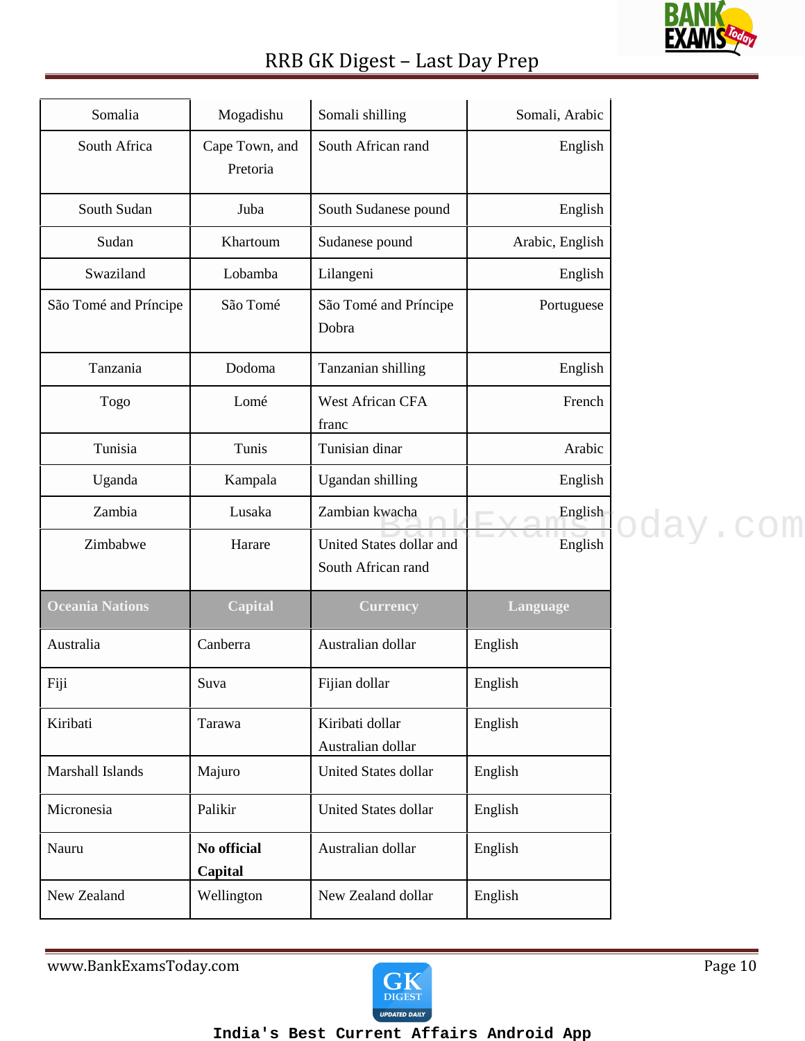| Somalia | Mogadishu | Somali shilling | Somali, Arabic |
|---|---|---|---|
| South Africa | Cape Town, and Pretoria | South African rand | English |
| South Sudan | Juba | South Sudanese pound | English |
| Sudan | Khartoum | Sudanese pound | Arabic, English |
| Swaziland | Lobamba | Lilangeni | English |
| São Tomé and Príncipe | São Tomé | São Tomé and Príncipe Dobra | Portuguese |
| Tanzania | Dodoma | Tanzanian shilling | English |
| Togo | Lomé | West African CFA franc | French |
| Tunisia | Tunis | Tunisian dinar | Arabic |
| Uganda | Kampala | Ugandan shilling | English |
| Zambia | Lusaka | Zambian kwacha | English |
| Zimbabwe | Harare | United States dollar and South African rand | English |

| Oceania Nations | Capital | Currency | Language |
|---|---|---|---|
| Australia | Canberra | Australian dollar | English |
| Fiji | Suva | Fijian dollar | English |
| Kiribati | Tarawa | Kiribati dollar Australian dollar | English |
| Marshall Islands | Majuro | United States dollar | English |
| Micronesia | Palikir | United States dollar | English |
| Nauru | **No official Capital** | Australian dollar | English |
| New Zealand | Wellington | New Zealand dollar | English |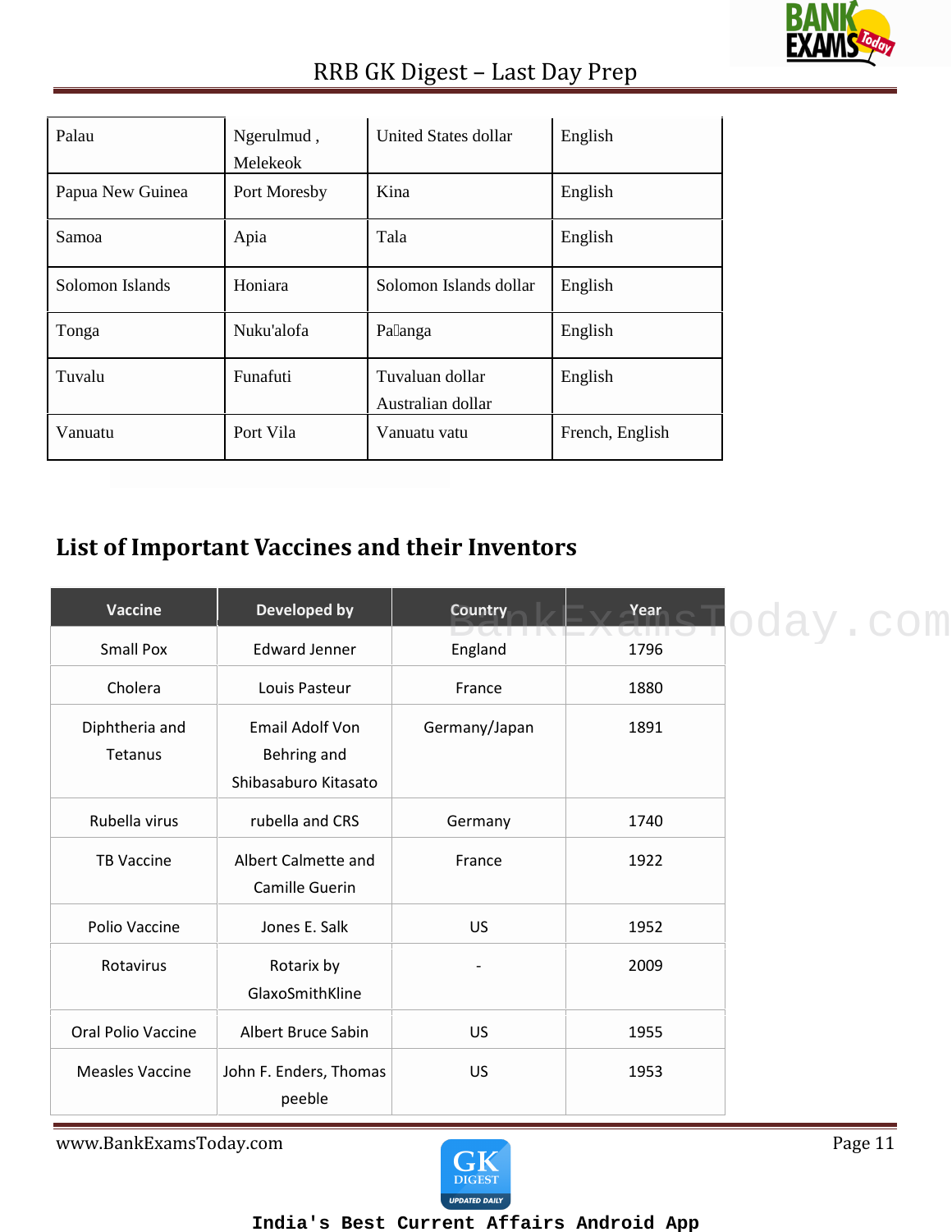| Palau | Ngerulmud , Melekeok | United States dollar | English |
|---|---|---|---|
| Papua New Guinea | Port Moresby | Kina | English |
| Samoa | Apia | Tala | English |
| Solomon Islands | Honiara | Solomon Islands dollar | English |
| Tonga | Nuku'alofa | Paʻanga | English |
| Tuvalu | Funafuti | Tuvaluan dollar Australian dollar | English |
| Vanuatu | Port Vila | Vanuatu vatu | French, English |

## List of Important Vaccines and their Inventors

| Vaccine | Developed by | Country | Year |
|---|---|---|---|
| Small Pox | Edward Jenner | England | 1796 |
| Cholera | Louis Pasteur | France | 1880 |
| Diphtheria and Tetanus | Email Adolf Von Behring and Shibasaburo Kitasato | Germany/Japan | 1891 |
| Rubella virus | rubella and CRS | Germany | 1740 |
| TB Vaccine | Albert Calmette and Camille Guerin | France | 1922 |
| Polio Vaccine | Jones E. Salk | US | 1952 |
| Rotavirus | Rotarix by GlaxoSmithKline | - | 2009 |
| Oral Polio Vaccine | Albert Bruce Sabin | US | 1955 |
| Measles Vaccine | John F. Enders, Thomas peeble | US | 1953 |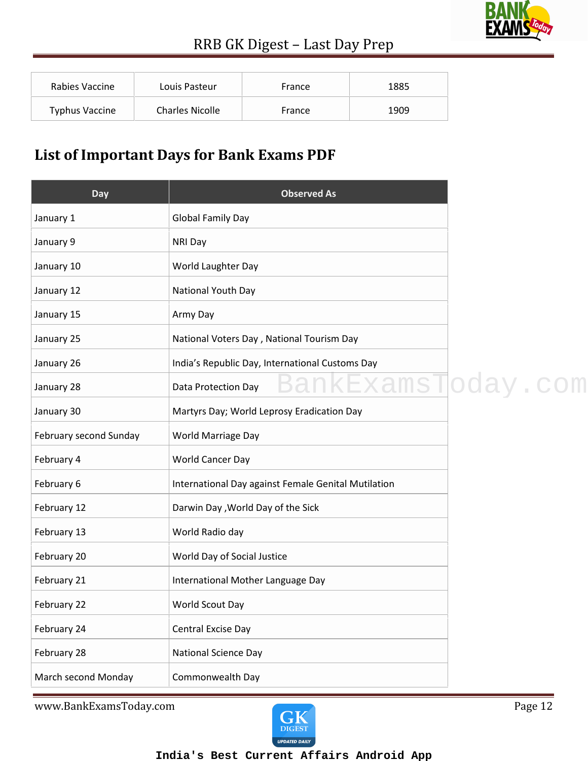| Rabies Vaccine | Louis Pasteur | France | 1885 |
|---|---|---|---|
| Typhus Vaccine | Charles Nicolle | France | 1909 |

## List of Important Days for Bank Exams PDF

| Day | Observed As |
|---|---|
| January 1 | Global Family Day |
| January 9 | NRI Day |
| January 10 | World Laughter Day |
| January 12 | National Youth Day |
| January 15 | Army Day |
| January 25 | National Voters Day , National Tourism Day |
| January 26 | India's Republic Day, International Customs Day |
| January 28 | Data Protection Day |
| January 30 | Martyrs Day; World Leprosy Eradication Day |
| February second Sunday | World Marriage Day |
| February 4 | World Cancer Day |
| February 6 | International Day against Female Genital Mutilation |
| February 12 | Darwin Day ,World Day of the Sick |
| February 13 | World Radio day |
| February 20 | World Day of Social Justice |
| February 21 | International Mother Language Day |
| February 22 | World Scout Day |
| February 24 | Central Excise Day |
| February 28 | National Science Day |
| March second Monday | Commonwealth Day |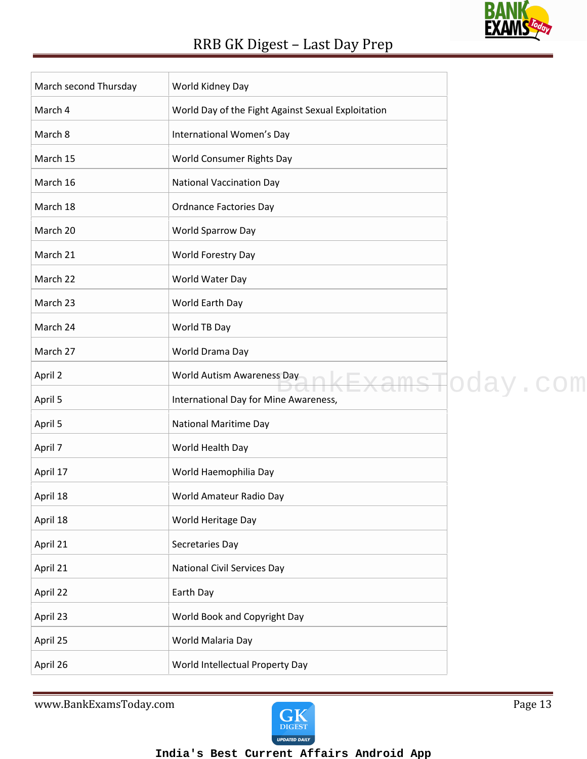| March second Thursday | World Kidney Day |
|---|---|
| March 4 | World Day of the Fight Against Sexual Exploitation |
| March 8 | International Women's Day |
| March 15 | World Consumer Rights Day |
| March 16 | National Vaccination Day |
| March 18 | Ordnance Factories Day |
| March 20 | World Sparrow Day |
| March 21 | World Forestry Day |
| March 22 | World Water Day |
| March 23 | World Earth Day |
| March 24 | World TB Day |
| March 27 | World Drama Day |
| April 2 | World Autism Awareness Day |
| April 5 | International Day for Mine Awareness, |
| April 5 | National Maritime Day |
| April 7 | World Health Day |
| April 17 | World Haemophilia Day |
| April 18 | World Amateur Radio Day |
| April 18 | World Heritage Day |
| April 21 | Secretaries Day |
| April 21 | National Civil Services Day |
| April 22 | Earth Day |
| April 23 | World Book and Copyright Day |
| April 25 | World Malaria Day |
| April 26 | World Intellectual Property Day |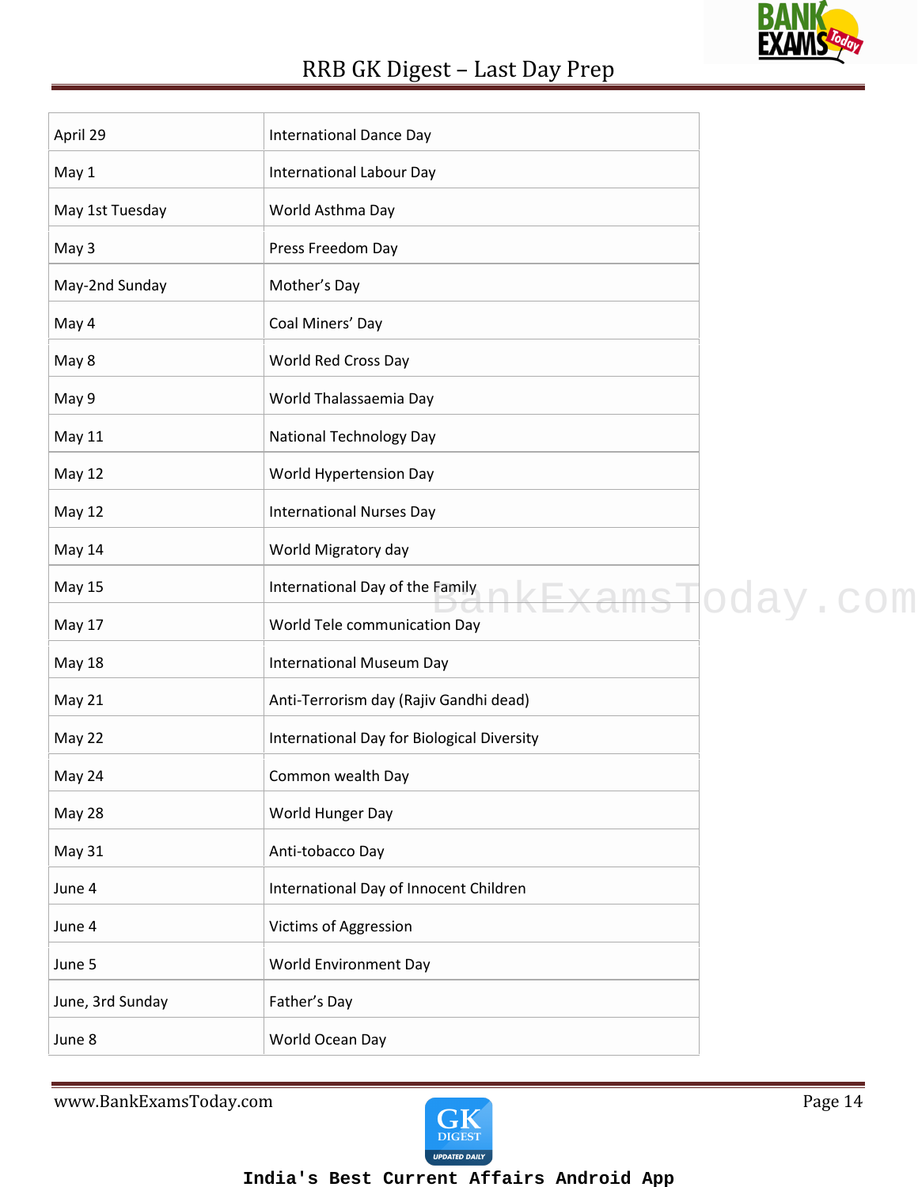| April 29 | International Dance Day |
|---|---|
| May 1 | International Labour Day |
| May 1st Tuesday | World Asthma Day |
| May 3 | Press Freedom Day |
| May-2nd Sunday | Mother’s Day |
| May 4 | Coal Miners’ Day |
| May 8 | World Red Cross Day |
| May 9 | World Thalassaemia Day |
| May 11 | National Technology Day |
| May 12 | World Hypertension Day |
| May 12 | International Nurses Day |
| May 14 | World Migratory day |
| May 15 | International Day of the Family |
| May 17 | World Tele communication Day |
| May 18 | International Museum Day |
| May 21 | Anti-Terrorism day (Rajiv Gandhi dead) |
| May 22 | International Day for Biological Diversity |
| May 24 | Common wealth Day |
| May 28 | World Hunger Day |
| May 31 | Anti-tobacco Day |
| June 4 | International Day of Innocent Children |
| June 4 | Victims of Aggression |
| June 5 | World Environment Day |
| June, 3rd Sunday | Father’s Day |
| June 8 | World Ocean Day |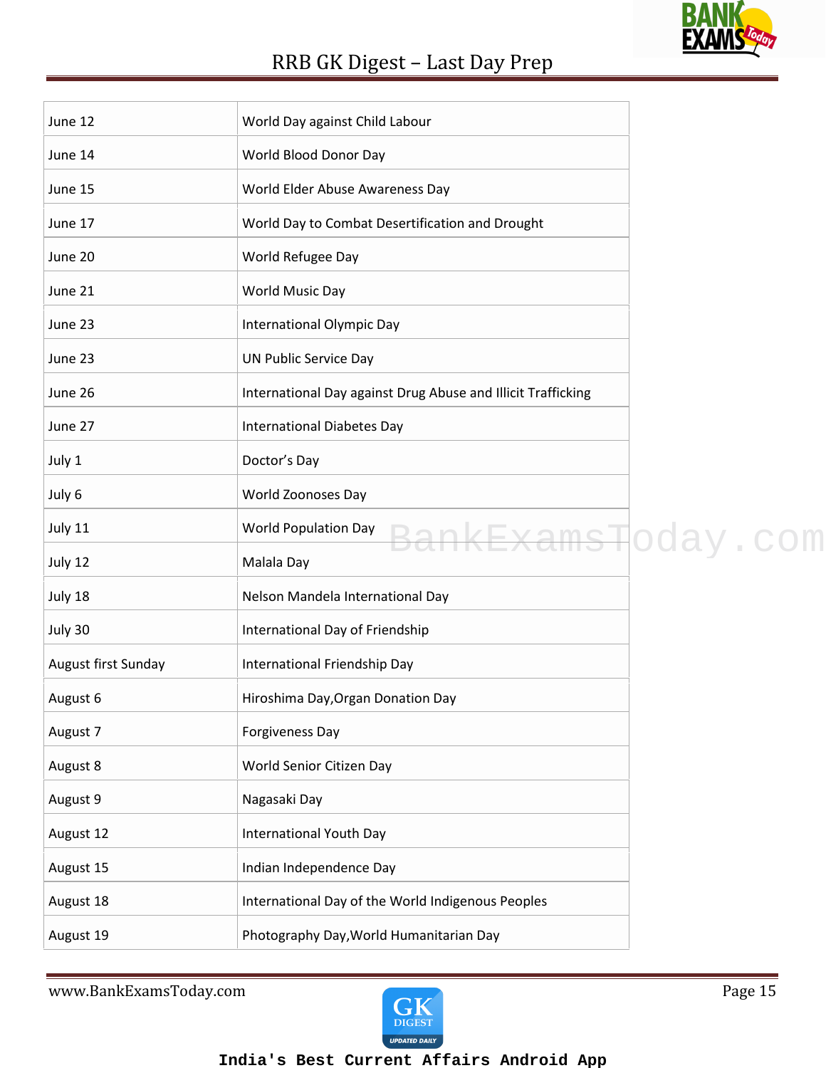| June 12 | World Day against Child Labour |
|---|---|
| June 14 | World Blood Donor Day |
| June 15 | World Elder Abuse Awareness Day |
| June 17 | World Day to Combat Desertification and Drought |
| June 20 | World Refugee Day |
| June 21 | World Music Day |
| June 23 | International Olympic Day |
| June 23 | UN Public Service Day |
| June 26 | International Day against Drug Abuse and Illicit Trafficking |
| June 27 | International Diabetes Day |
| July 1 | Doctor’s Day |
| July 6 | World Zoonoses Day |
| July 11 | World Population Day |
| July 12 | Malala Day |
| July 18 | Nelson Mandela International Day |
| July 30 | International Day of Friendship |
| August first Sunday | International Friendship Day |
| August 6 | Hiroshima Day,Organ Donation Day |
| August 7 | Forgiveness Day |
| August 8 | World Senior Citizen Day |
| August 9 | Nagasaki Day |
| August 12 | International Youth Day |
| August 15 | Indian Independence Day |
| August 18 | International Day of the World Indigenous Peoples |
| August 19 | Photography Day,World Humanitarian Day |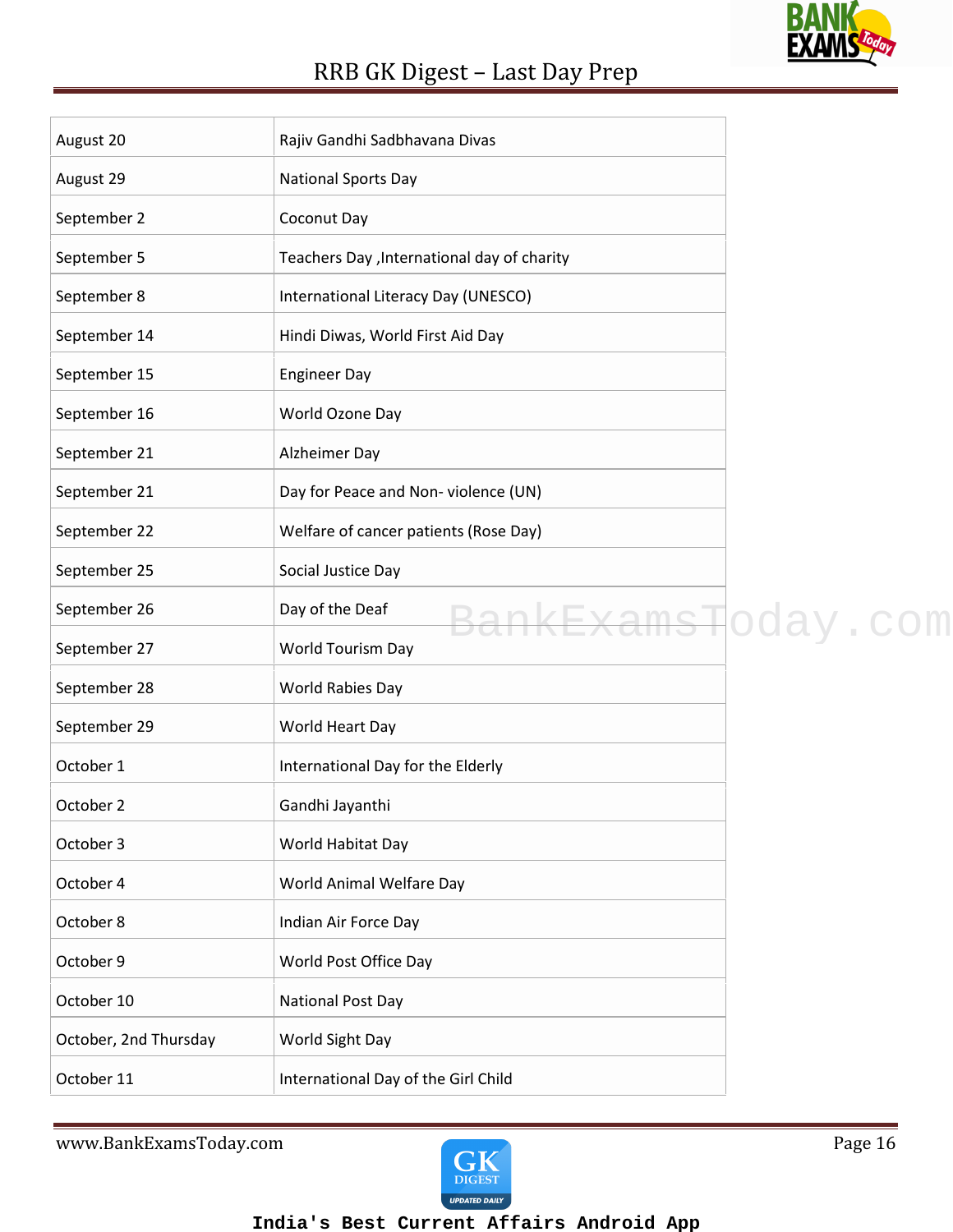| | |
|---|---|
| August 20 | Rajiv Gandhi Sadbhavana Divas |
| August 29 | National Sports Day |
| September 2 | Coconut Day |
| September 5 | Teachers Day ,International day of charity |
| September 8 | International Literacy Day (UNESCO) |
| September 14 | Hindi Diwas, World First Aid Day |
| September 15 | Engineer Day |
| September 16 | World Ozone Day |
| September 21 | Alzheimer Day |
| September 21 | Day for Peace and Non- violence (UN) |
| September 22 | Welfare of cancer patients (Rose Day) |
| September 25 | Social Justice Day |
| September 26 | Day of the Deaf |
| September 27 | World Tourism Day |
| September 28 | World Rabies Day |
| September 29 | World Heart Day |
| October 1 | International Day for the Elderly |
| October 2 | Gandhi Jayanthi |
| October 3 | World Habitat Day |
| October 4 | World Animal Welfare Day |
| October 8 | Indian Air Force Day |
| October 9 | World Post Office Day |
| October 10 | National Post Day |
| October, 2nd Thursday | World Sight Day |
| October 11 | International Day of the Girl Child |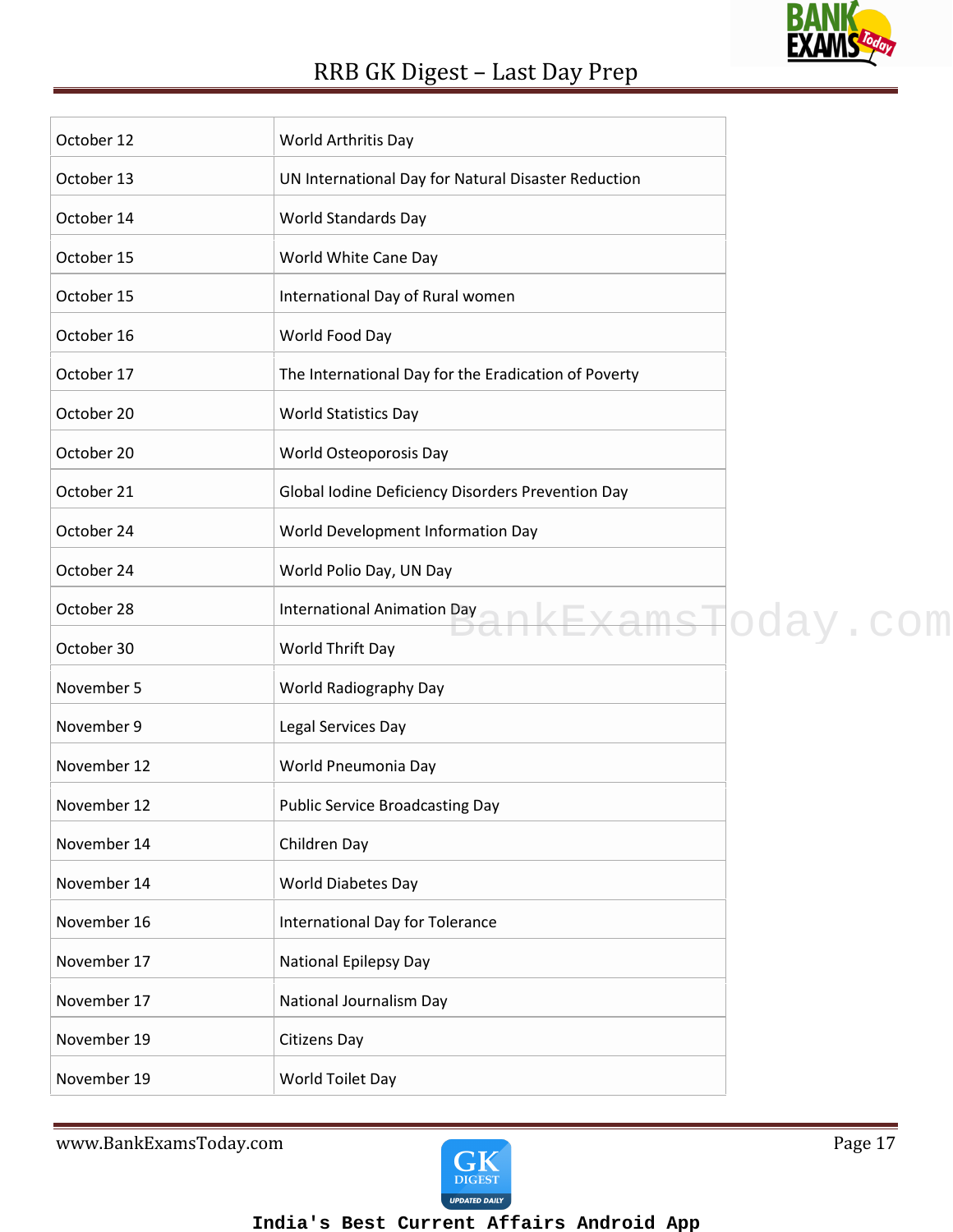| October 12 | World Arthritis Day |
|---|---|
| October 13 | UN International Day for Natural Disaster Reduction |
| October 14 | World Standards Day |
| October 15 | World White Cane Day |
| October 15 | International Day of Rural women |
| October 16 | World Food Day |
| October 17 | The International Day for the Eradication of Poverty |
| October 20 | World Statistics Day |
| October 20 | World Osteoporosis Day |
| October 21 | Global Iodine Deficiency Disorders Prevention Day |
| October 24 | World Development Information Day |
| October 24 | World Polio Day, UN Day |
| October 28 | International Animation Day |
| October 30 | World Thrift Day |
| November 5 | World Radiography Day |
| November 9 | Legal Services Day |
| November 12 | World Pneumonia Day |
| November 12 | Public Service Broadcasting Day |
| November 14 | Children Day |
| November 14 | World Diabetes Day |
| November 16 | International Day for Tolerance |
| November 17 | National Epilepsy Day |
| November 17 | National Journalism Day |
| November 19 | Citizens Day |
| November 19 | World Toilet Day |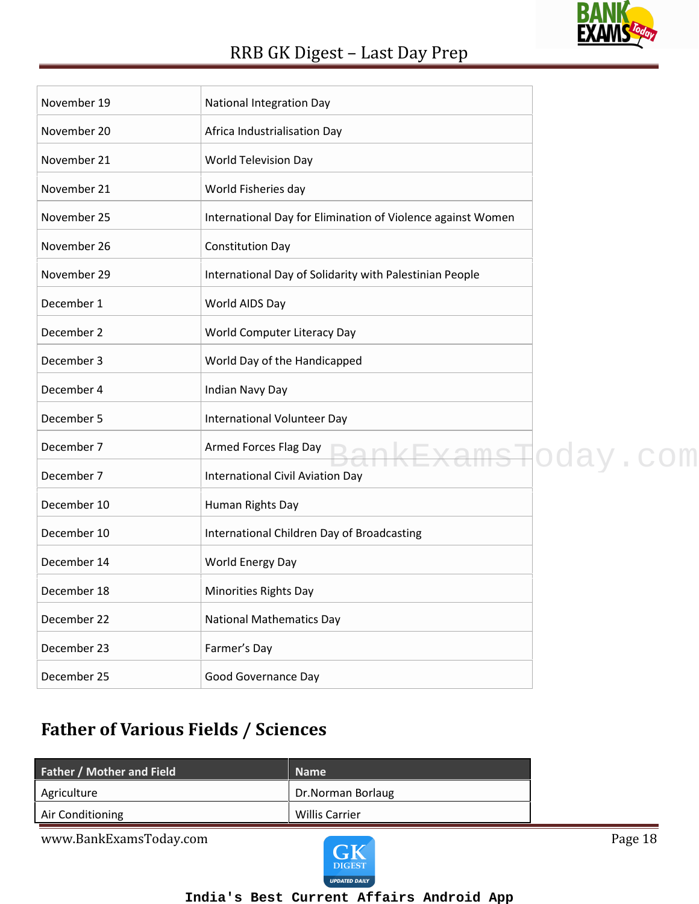| | |
|---|---|
| November 19 | National Integration Day |
| November 20 | Africa Industrialisation Day |
| November 21 | World Television Day |
| November 21 | World Fisheries day |
| November 25 | International Day for Elimination of Violence against Women |
| November 26 | Constitution Day |
| November 29 | International Day of Solidarity with Palestinian People |
| December 1 | World AIDS Day |
| December 2 | World Computer Literacy Day |
| December 3 | World Day of the Handicapped |
| December 4 | Indian Navy Day |
| December 5 | International Volunteer Day |
| December 7 | Armed Forces Flag Day |
| December 7 | International Civil Aviation Day |
| December 10 | Human Rights Day |
| December 10 | International Children Day of Broadcasting |
| December 14 | World Energy Day |
| December 18 | Minorities Rights Day |
| December 22 | National Mathematics Day |
| December 23 | Farmer's Day |
| December 25 | Good Governance Day |

## Father of Various Fields / Sciences

| Father / Mother and Field | Name |
|---|---|
| Agriculture | Dr.Norman Borlaug |
| Air Conditioning | Willis Carrier |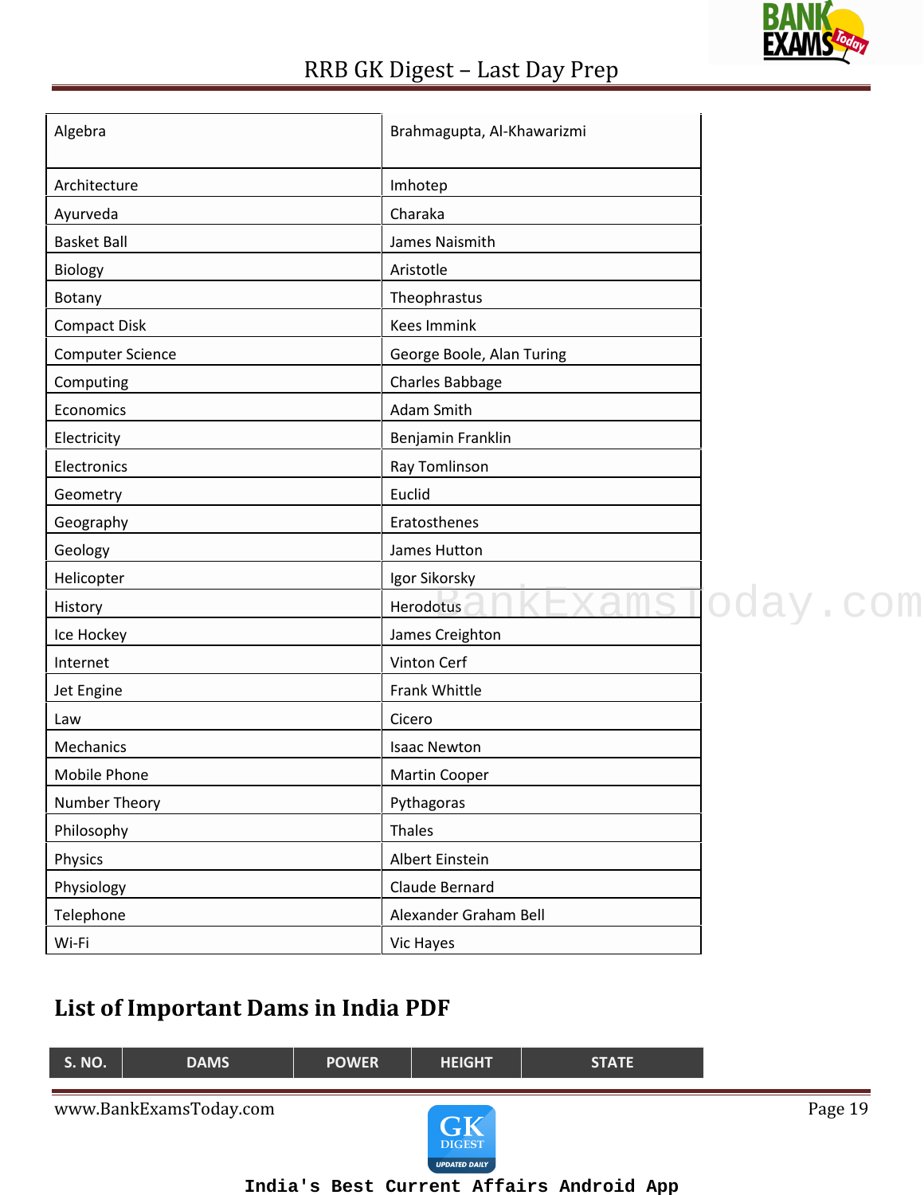| Algebra | Brahmagupta, Al-Khawarizmi |
|---|---|
| Architecture | Imhotep |
| Ayurveda | Charaka |
| Basket Ball | James Naismith |
| Biology | Aristotle |
| Botany | Theophrastus |
| Compact Disk | Kees Immink |
| Computer Science | George Boole, Alan Turing |
| Computing | Charles Babbage |
| Economics | Adam Smith |
| Electricity | Benjamin Franklin |
| Electronics | Ray Tomlinson |
| Geometry | Euclid |
| Geography | Eratosthenes |
| Geology | James Hutton |
| Helicopter | Igor Sikorsky |
| History | Herodotus |
| Ice Hockey | James Creighton |
| Internet | Vinton Cerf |
| Jet Engine | Frank Whittle |
| Law | Cicero |
| Mechanics | Isaac Newton |
| Mobile Phone | Martin Cooper |
| Number Theory | Pythagoras |
| Philosophy | Thales |
| Physics | Albert Einstein |
| Physiology | Claude Bernard |
| Telephone | Alexander Graham Bell |
| Wi-Fi | Vic Hayes |

## List of Important Dams in India PDF

| S. NO. | DAMS | POWER | HEIGHT | STATE |
|---|---|---|---|---|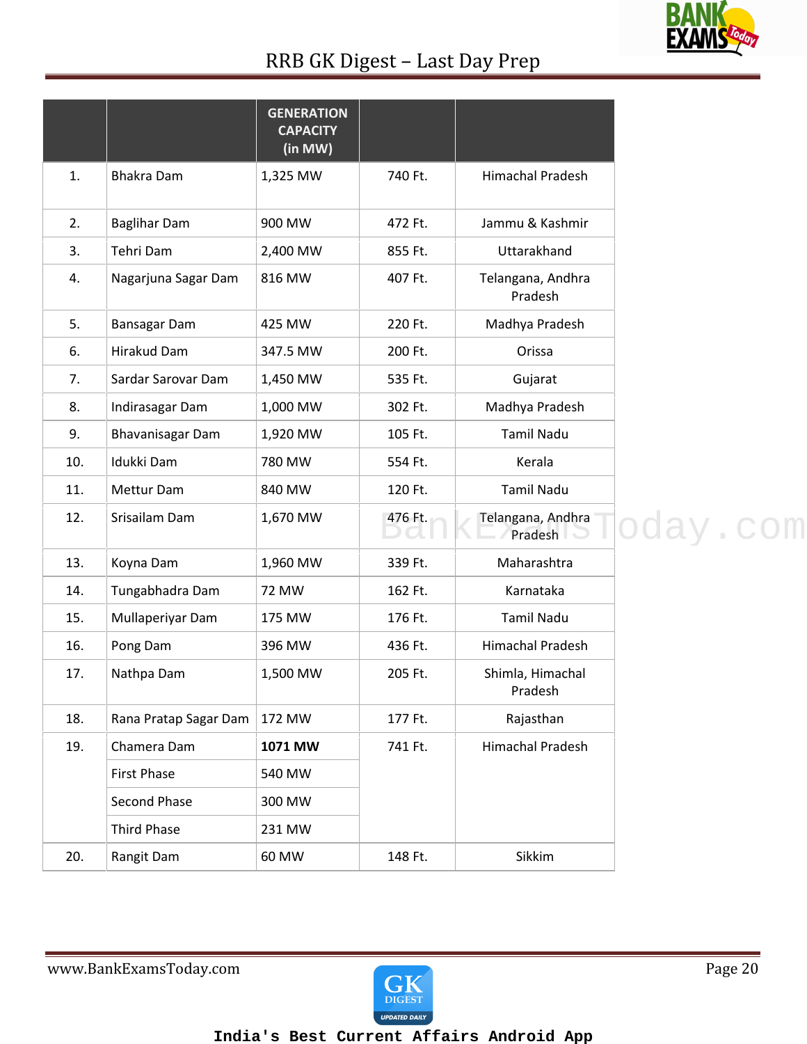|  |  | GENERATION CAPACITY (in MW) |  |  |
|---|---|---|---|---|
| 1. | Bhakra Dam | 1,325 MW | 740 Ft. | Himachal Pradesh |
| 2. | Baglihar Dam | 900 MW | 472 Ft. | Jammu & Kashmir |
| 3. | Tehri Dam | 2,400 MW | 855 Ft. | Uttarakhand |
| 4. | Nagarjuna Sagar Dam | 816 MW | 407 Ft. | Telangana, Andhra Pradesh |
| 5. | Bansagar Dam | 425 MW | 220 Ft. | Madhya Pradesh |
| 6. | Hirakud Dam | 347.5 MW | 200 Ft. | Orissa |
| 7. | Sardar Sarovar Dam | 1,450 MW | 535 Ft. | Gujarat |
| 8. | Indirasagar Dam | 1,000 MW | 302 Ft. | Madhya Pradesh |
| 9. | Bhavanisagar Dam | 1,920 MW | 105 Ft. | Tamil Nadu |
| 10. | Idukki Dam | 780 MW | 554 Ft. | Kerala |
| 11. | Mettur Dam | 840 MW | 120 Ft. | Tamil Nadu |
| 12. | Srisailam Dam | 1,670 MW | 476 Ft. | Telangana, Andhra Pradesh |
| 13. | Koyna Dam | 1,960 MW | 339 Ft. | Maharashtra |
| 14. | Tungabhadra Dam | 72 MW | 162 Ft. | Karnataka |
| 15. | Mullaperiyar Dam | 175 MW | 176 Ft. | Tamil Nadu |
| 16. | Pong Dam | 396 MW | 436 Ft. | Himachal Pradesh |
| 17. | Nathpa Dam | 1,500 MW | 205 Ft. | Shimla, Himachal Pradesh |
| 18. | Rana Pratap Sagar Dam | 172 MW | 177 Ft. | Rajasthan |
| 19. | Chamera Dam | **1071 MW** | 741 Ft. | Himachal Pradesh |
|  | First Phase | 540 MW |  |  |
|  | Second Phase | 300 MW |  |  |
|  | Third Phase | 231 MW |  |  |
| 20. | Rangit Dam | 60 MW | 148 Ft. | Sikkim |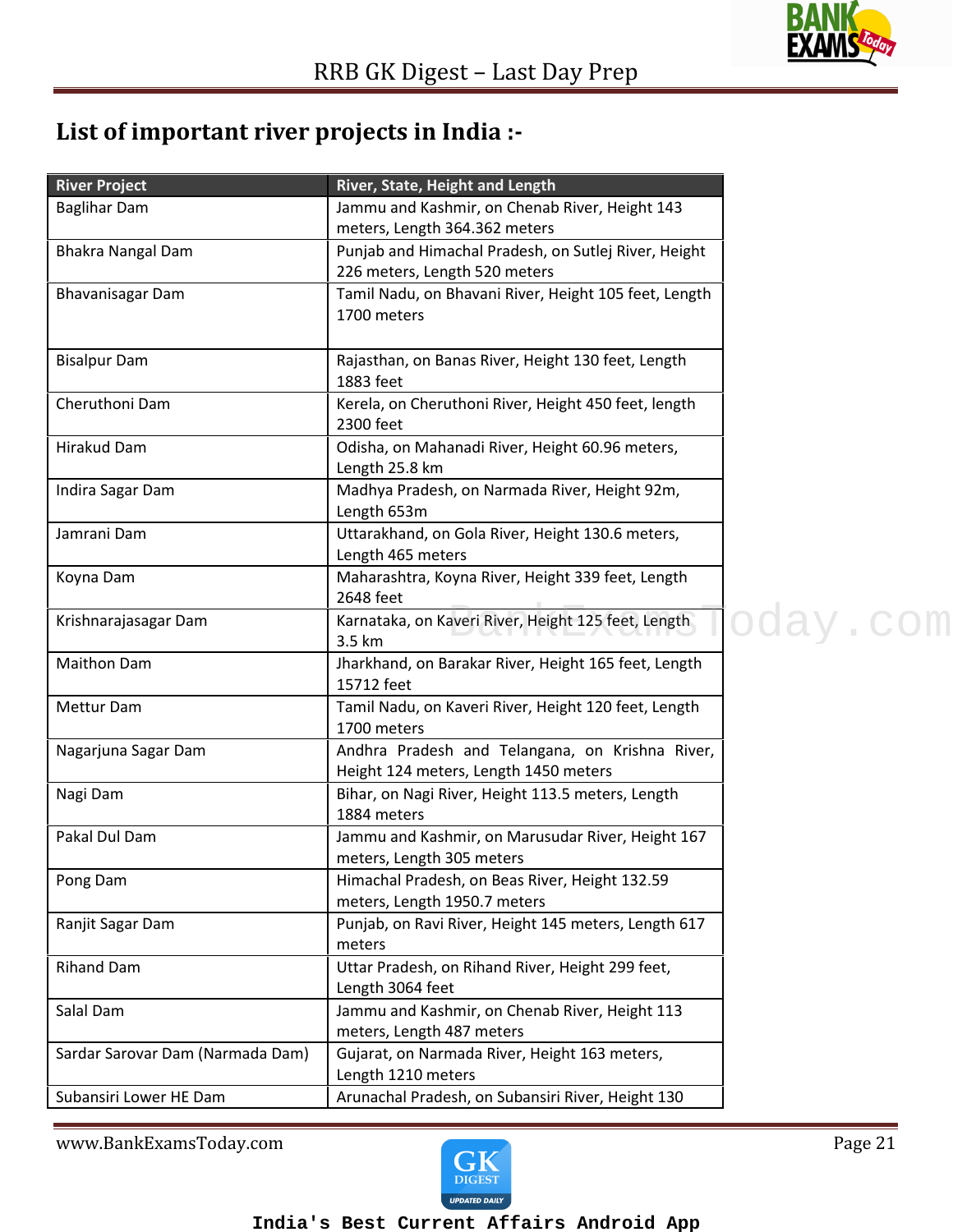## List of important river projects in India :-

| River Project | River, State, Height and Length |
|---|---|
| Baglihar Dam | Jammu and Kashmir, on Chenab River, Height 143 meters, Length 364.362 meters |
| Bhakra Nangal Dam | Punjab and Himachal Pradesh, on Sutlej River, Height 226 meters, Length 520 meters |
| Bhavanisagar Dam | Tamil Nadu, on Bhavani River, Height 105 feet, Length 1700 meters |
| Bisalpur Dam | Rajasthan, on Banas River, Height 130 feet, Length 1883 feet |
| Cheruthoni Dam | Kerela, on Cheruthoni River, Height 450 feet, length 2300 feet |
| Hirakud Dam | Odisha, on Mahanadi River, Height 60.96 meters, Length 25.8 km |
| Indira Sagar Dam | Madhya Pradesh, on Narmada River, Height 92m, Length 653m |
| Jamrani Dam | Uttarakhand, on Gola River, Height 130.6 meters, Length 465 meters |
| Koyna Dam | Maharashtra, Koyna River, Height 339 feet, Length 2648 feet |
| Krishnarajasagar Dam | Karnataka, on Kaveri River, Height 125 feet, Length 3.5 km |
| Maithon Dam | Jharkhand, on Barakar River, Height 165 feet, Length 15712 feet |
| Mettur Dam | Tamil Nadu, on Kaveri River, Height 120 feet, Length 1700 meters |
| Nagarjuna Sagar Dam | Andhra Pradesh and Telangana, on Krishna River, Height 124 meters, Length 1450 meters |
| Nagi Dam | Bihar, on Nagi River, Height 113.5 meters, Length 1884 meters |
| Pakal Dul Dam | Jammu and Kashmir, on Marusudar River, Height 167 meters, Length 305 meters |
| Pong Dam | Himachal Pradesh, on Beas River, Height 132.59 meters, Length 1950.7 meters |
| Ranjit Sagar Dam | Punjab, on Ravi River, Height 145 meters, Length 617 meters |
| Rihand Dam | Uttar Pradesh, on Rihand River, Height 299 feet, Length 3064 feet |
| Salal Dam | Jammu and Kashmir, on Chenab River, Height 113 meters, Length 487 meters |
| Sardar Sarovar Dam (Narmada Dam) | Gujarat, on Narmada River, Height 163 meters, Length 1210 meters |
| Subansiri Lower HE Dam | Arunachal Pradesh, on Subansiri River, Height 130 |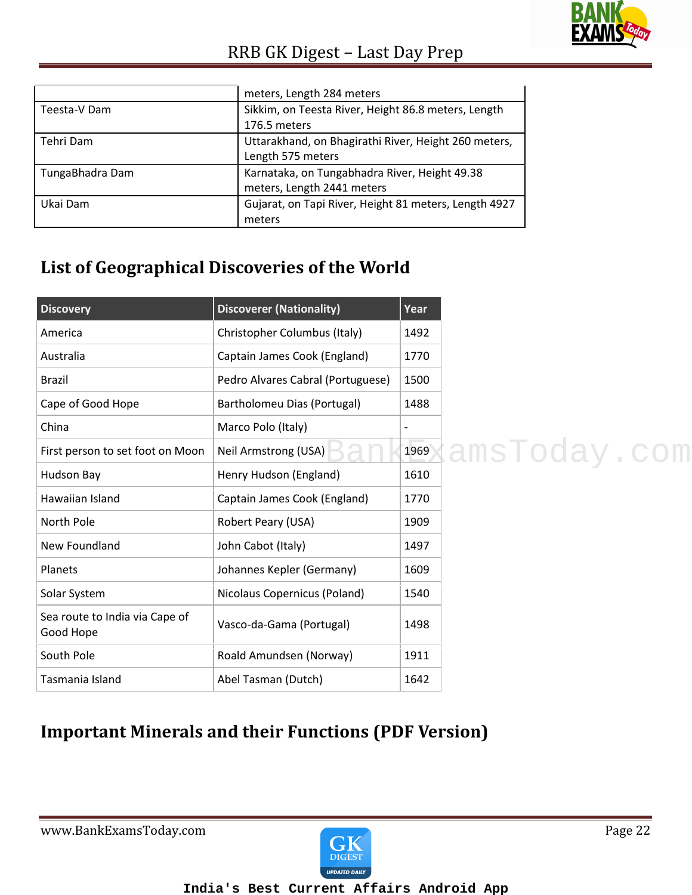| | meters, Length 284 meters |
|---|---|
| Teesta-V Dam | Sikkim, on Teesta River, Height 86.8 meters, Length 176.5 meters |
| Tehri Dam | Uttarakhand, on Bhagirathi River, Height 260 meters, Length 575 meters |
| TungaBhadra Dam | Karnataka, on Tungabhadra River, Height 49.38 meters, Length 2441 meters |
| Ukai Dam | Gujarat, on Tapi River, Height 81 meters, Length 4927 meters |

## List of Geographical Discoveries of the World

| Discovery | Discoverer (Nationality) | Year |
|---|---|---|
| America | Christopher Columbus (Italy) | 1492 |
| Australia | Captain James Cook (England) | 1770 |
| Brazil | Pedro Alvares Cabral (Portuguese) | 1500 |
| Cape of Good Hope | Bartholomeu Dias (Portugal) | 1488 |
| China | Marco Polo (Italy) | - |
| First person to set foot on Moon | Neil Armstrong (USA) | 1969 |
| Hudson Bay | Henry Hudson (England) | 1610 |
| Hawaiian Island | Captain James Cook (England) | 1770 |
| North Pole | Robert Peary (USA) | 1909 |
| New Foundland | John Cabot (Italy) | 1497 |
| Planets | Johannes Kepler (Germany) | 1609 |
| Solar System | Nicolaus Copernicus (Poland) | 1540 |
| Sea route to India via Cape of Good Hope | Vasco-da-Gama (Portugal) | 1498 |
| South Pole | Roald Amundsen (Norway) | 1911 |
| Tasmania Island | Abel Tasman (Dutch) | 1642 |

## Important Minerals and their Functions (PDF Version)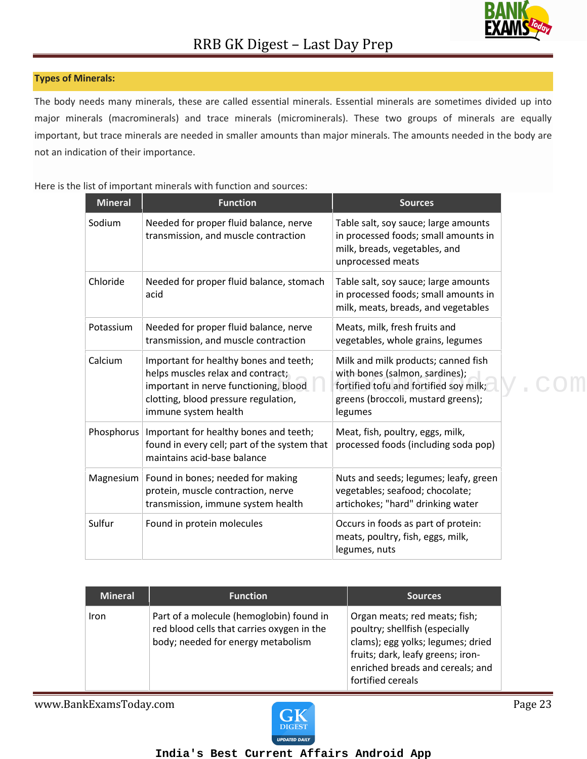### Types of Minerals:

The body needs many minerals, these are called essential minerals. Essential minerals are sometimes divided up into major minerals (macrominerals) and trace minerals (microminerals). These two groups of minerals are equally important, but trace minerals are needed in smaller amounts than major minerals. The amounts needed in the body are not an indication of their importance.

Here is the list of important minerals with function and sources:

| Mineral | Function | Sources |
|---|---|---|
| Sodium | Needed for proper fluid balance, nerve transmission, and muscle contraction | Table salt, soy sauce; large amounts in processed foods; small amounts in milk, breads, vegetables, and unprocessed meats |
| Chloride | Needed for proper fluid balance, stomach acid | Table salt, soy sauce; large amounts in processed foods; small amounts in milk, meats, breads, and vegetables |
| Potassium | Needed for proper fluid balance, nerve transmission, and muscle contraction | Meats, milk, fresh fruits and vegetables, whole grains, legumes |
| Calcium | Important for healthy bones and teeth; helps muscles relax and contract; important in nerve functioning, blood clotting, blood pressure regulation, immune system health | Milk and milk products; canned fish with bones (salmon, sardines); fortified tofu and fortified soy milk; greens (broccoli, mustard greens); legumes |
| Phosphorus | Important for healthy bones and teeth; found in every cell; part of the system that maintains acid-base balance | Meat, fish, poultry, eggs, milk, processed foods (including soda pop) |
| Magnesium | Found in bones; needed for making protein, muscle contraction, nerve transmission, immune system health | Nuts and seeds; legumes; leafy, green vegetables; seafood; chocolate; artichokes; "hard" drinking water |
| Sulfur | Found in protein molecules | Occurs in foods as part of protein: meats, poultry, fish, eggs, milk, legumes, nuts |

| Mineral | Function | Sources |
|---|---|---|
| Iron | Part of a molecule (hemoglobin) found in red blood cells that carries oxygen in the body; needed for energy metabolism | Organ meats; red meats; fish; poultry; shellfish (especially clams); egg yolks; legumes; dried fruits; dark, leafy greens; iron-enriched breads and cereals; and fortified cereals |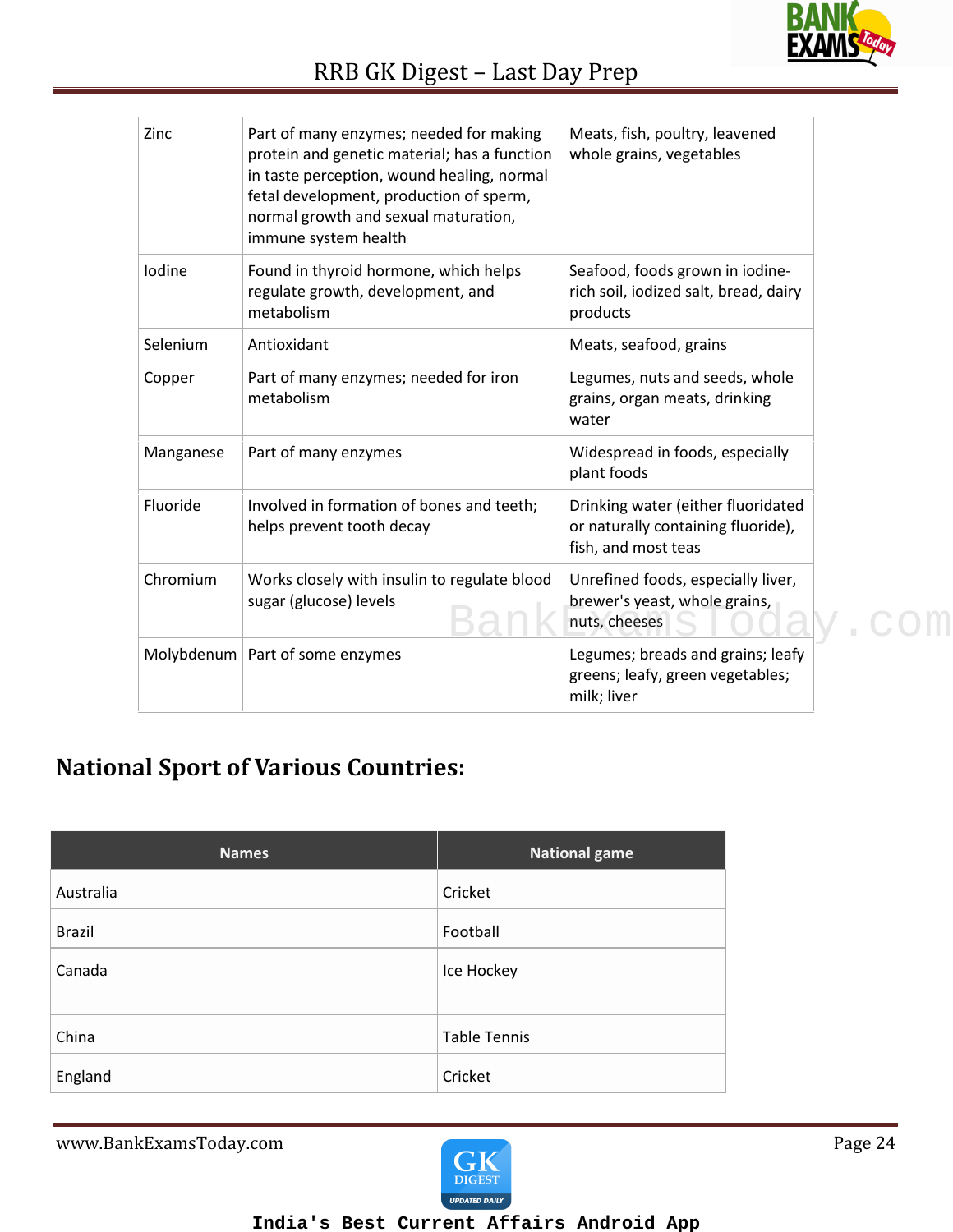| Zinc | Part of many enzymes; needed for making protein and genetic material; has a function in taste perception, wound healing, normal fetal development, production of sperm, normal growth and sexual maturation, immune system health | Meats, fish, poultry, leavened whole grains, vegetables |
|---|---|---|
| Iodine | Found in thyroid hormone, which helps regulate growth, development, and metabolism | Seafood, foods grown in iodine-rich soil, iodized salt, bread, dairy products |
| Selenium | Antioxidant | Meats, seafood, grains |
| Copper | Part of many enzymes; needed for iron metabolism | Legumes, nuts and seeds, whole grains, organ meats, drinking water |
| Manganese | Part of many enzymes | Widespread in foods, especially plant foods |
| Fluoride | Involved in formation of bones and teeth; helps prevent tooth decay | Drinking water (either fluoridated or naturally containing fluoride), fish, and most teas |
| Chromium | Works closely with insulin to regulate blood sugar (glucose) levels | Unrefined foods, especially liver, brewer's yeast, whole grains, nuts, cheeses |
| Molybdenum | Part of some enzymes | Legumes; breads and grains; leafy greens; leafy, green vegetables; milk; liver |

## National Sport of Various Countries:

| Names | National game |
|---|---|
| Australia | Cricket |
| Brazil | Football |
| Canada | Ice Hockey |
| China | Table Tennis |
| England | Cricket |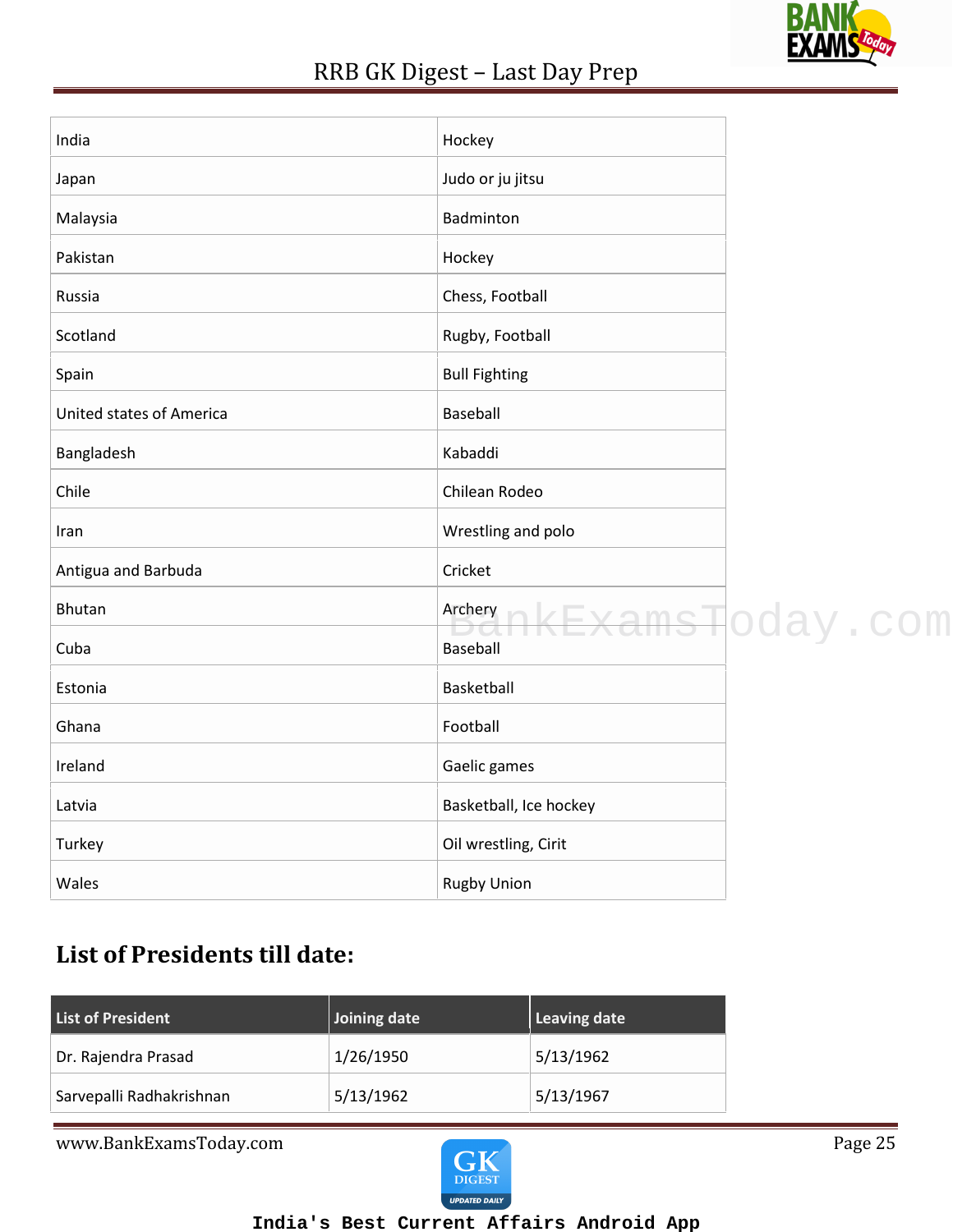| India | Hockey |
|---|---|
| Japan | Judo or ju jitsu |
| Malaysia | Badminton |
| Pakistan | Hockey |
| Russia | Chess, Football |
| Scotland | Rugby, Football |
| Spain | Bull Fighting |
| United states of America | Baseball |
| Bangladesh | Kabaddi |
| Chile | Chilean Rodeo |
| Iran | Wrestling and polo |
| Antigua and Barbuda | Cricket |
| Bhutan | Archery |
| Cuba | Baseball |
| Estonia | Basketball |
| Ghana | Football |
| Ireland | Gaelic games |
| Latvia | Basketball, Ice hockey |
| Turkey | Oil wrestling, Cirit |
| Wales | Rugby Union |

## List of Presidents till date:

| List of President | Joining date | Leaving date |
|---|---|---|
| Dr. Rajendra Prasad | 1/26/1950 | 5/13/1962 |
| Sarvepalli Radhakrishnan | 5/13/1962 | 5/13/1967 |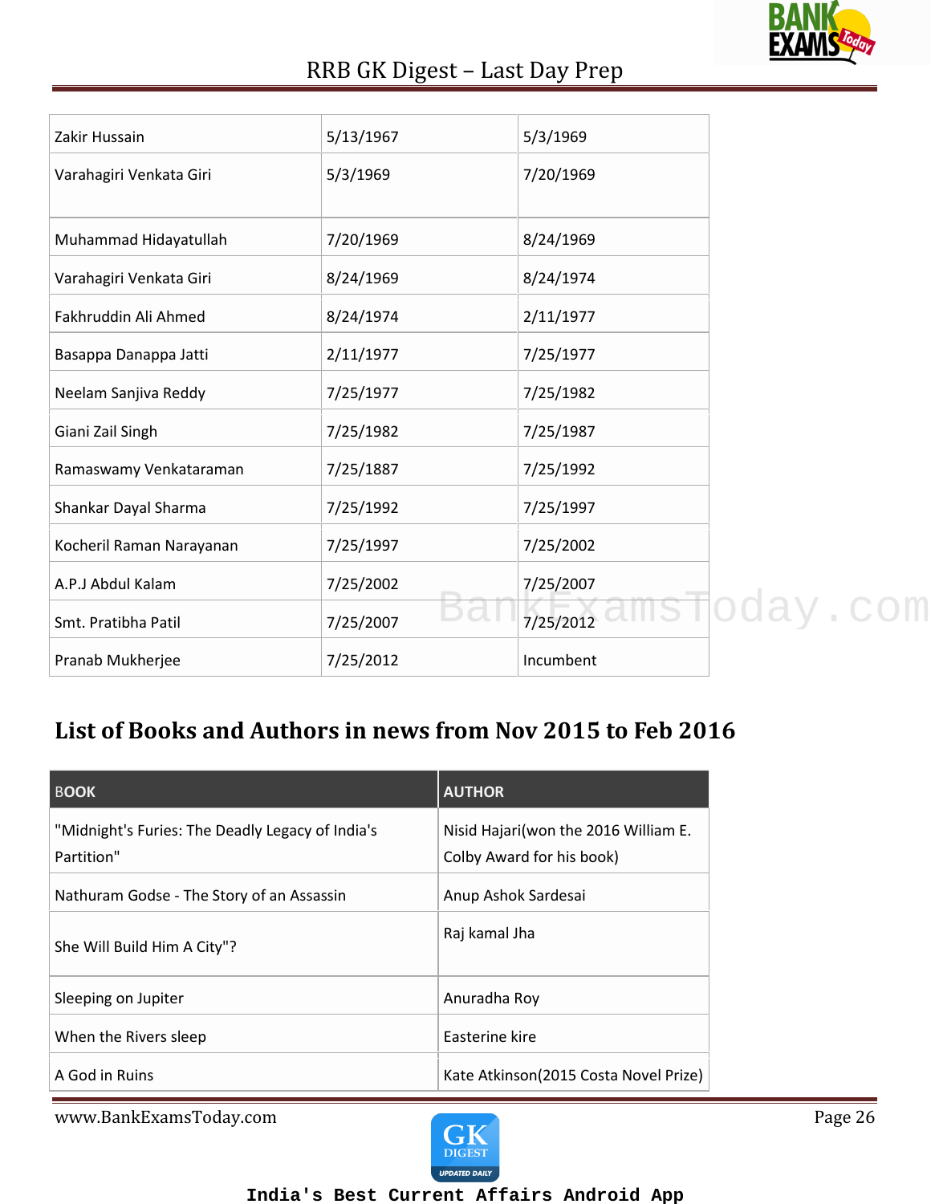| | | |
|---|---|---|
| Zakir Hussain | 5/13/1967 | 5/3/1969 |
| Varahagiri Venkata Giri | 5/3/1969 | 7/20/1969 |
| Muhammad Hidayatullah | 7/20/1969 | 8/24/1969 |
| Varahagiri Venkata Giri | 8/24/1969 | 8/24/1974 |
| Fakhruddin Ali Ahmed | 8/24/1974 | 2/11/1977 |
| Basappa Danappa Jatti | 2/11/1977 | 7/25/1977 |
| Neelam Sanjiva Reddy | 7/25/1977 | 7/25/1982 |
| Giani Zail Singh | 7/25/1982 | 7/25/1987 |
| Ramaswamy Venkataraman | 7/25/1887 | 7/25/1992 |
| Shankar Dayal Sharma | 7/25/1992 | 7/25/1997 |
| Kocheril Raman Narayanan | 7/25/1997 | 7/25/2002 |
| A.P.J Abdul Kalam | 7/25/2002 | 7/25/2007 |
| Smt. Pratibha Patil | 7/25/2007 | 7/25/2012 |
| Pranab Mukherjee | 7/25/2012 | Incumbent |

## List of Books and Authors in news from Nov 2015 to Feb 2016

| BOOK | AUTHOR |
|---|---|
| "Midnight's Furies: The Deadly Legacy of India's Partition" | Nisid Hajari(won the 2016 William E. Colby Award for his book) |
| Nathuram Godse - The Story of an Assassin | Anup Ashok Sardesai |
| She Will Build Him A City"? | Raj kamal Jha |
| Sleeping on Jupiter | Anuradha Roy |
| When the Rivers sleep | Easterine kire |
| A God in Ruins | Kate Atkinson(2015 Costa Novel Prize) |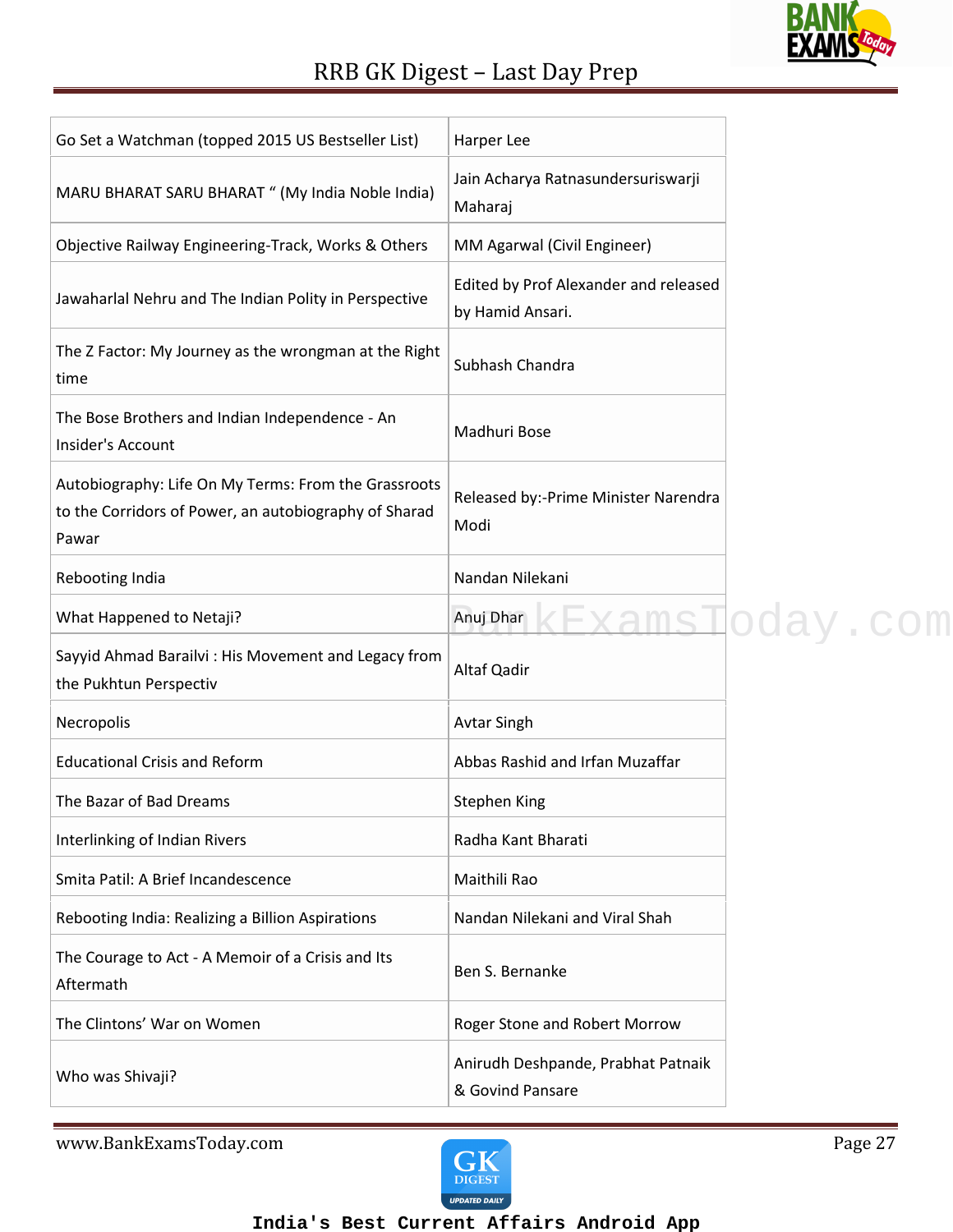| Go Set a Watchman (topped 2015 US Bestseller List) | Harper Lee |
|---|---|
| MARU BHARAT SARU BHARAT “ (My India Noble India) | Jain Acharya Ratnasundersuriswarji Maharaj |
| Objective Railway Engineering-Track, Works & Others | MM Agarwal (Civil Engineer) |
| Jawaharlal Nehru and The Indian Polity in Perspective | Edited by Prof Alexander and released by Hamid Ansari. |
| The Z Factor: My Journey as the wrongman at the Right time | Subhash Chandra |
| The Bose Brothers and Indian Independence - An Insider's Account | Madhuri Bose |
| Autobiography: Life On My Terms: From the Grassroots to the Corridors of Power, an autobiography of Sharad Pawar | Released by:-Prime Minister Narendra Modi |
| Rebooting India | Nandan Nilekani |
| What Happened to Netaji? | Anuj Dhar |
| Sayyid Ahmad Barailvi : His Movement and Legacy from the Pukhtun Perspectiv | Altaf Qadir |
| Necropolis | Avtar Singh |
| Educational Crisis and Reform | Abbas Rashid and Irfan Muzaffar |
| The Bazar of Bad Dreams | Stephen King |
| Interlinking of Indian Rivers | Radha Kant Bharati |
| Smita Patil: A Brief Incandescence | Maithili Rao |
| Rebooting India: Realizing a Billion Aspirations | Nandan Nilekani and Viral Shah |
| The Courage to Act - A Memoir of a Crisis and Its Aftermath | Ben S. Bernanke |
| The Clintons’ War on Women | Roger Stone and Robert Morrow |
| Who was Shivaji? | Anirudh Deshpande, Prabhat Patnaik & Govind Pansare |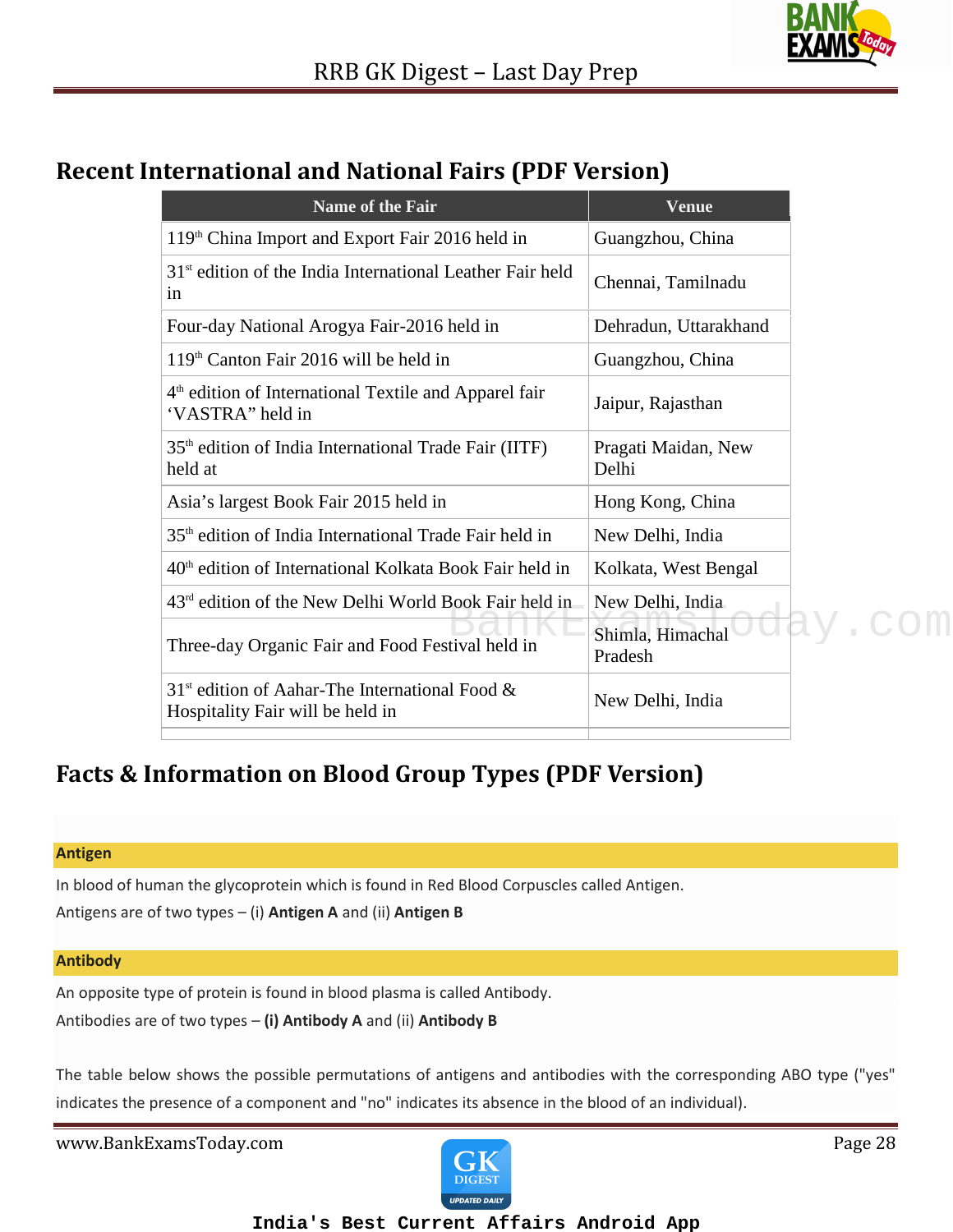## Recent International and National Fairs (PDF Version)

| Name of the Fair | Venue |
|---|---|
| 119th China Import and Export Fair 2016 held in | Guangzhou, China |
| 31st edition of the India International Leather Fair held in | Chennai, Tamilnadu |
| Four-day National Arogya Fair-2016 held in | Dehradun, Uttarakhand |
| 119th Canton Fair 2016 will be held in | Guangzhou, China |
| 4th edition of International Textile and Apparel fair 'VASTRA" held in | Jaipur, Rajasthan |
| 35th edition of India International Trade Fair (IITF) held at | Pragati Maidan, New Delhi |
| Asia's largest Book Fair 2015 held in | Hong Kong, China |
| 35th edition of India International Trade Fair held in | New Delhi, India |
| 40th edition of International Kolkata Book Fair held in | Kolkata, West Bengal |
| 43rd edition of the New Delhi World Book Fair held in | New Delhi, India |
| Three-day Organic Fair and Food Festival held in | Shimla, Himachal Pradesh |
| 31st edition of Aahar-The International Food & Hospitality Fair will be held in | New Delhi, India |

## Facts & Information on Blood Group Types (PDF Version)

**Antigen**

In blood of human the glycoprotein which is found in Red Blood Corpuscles called Antigen.

Antigens are of two types – (i) **Antigen A** and (ii) **Antigen B**

**Antibody**

An opposite type of protein is found in blood plasma is called Antibody.

Antibodies are of two types – **(i) Antibody A** and (ii) **Antibody B**

The table below shows the possible permutations of antigens and antibodies with the corresponding ABO type ("yes" indicates the presence of a component and "no" indicates its absence in the blood of an individual).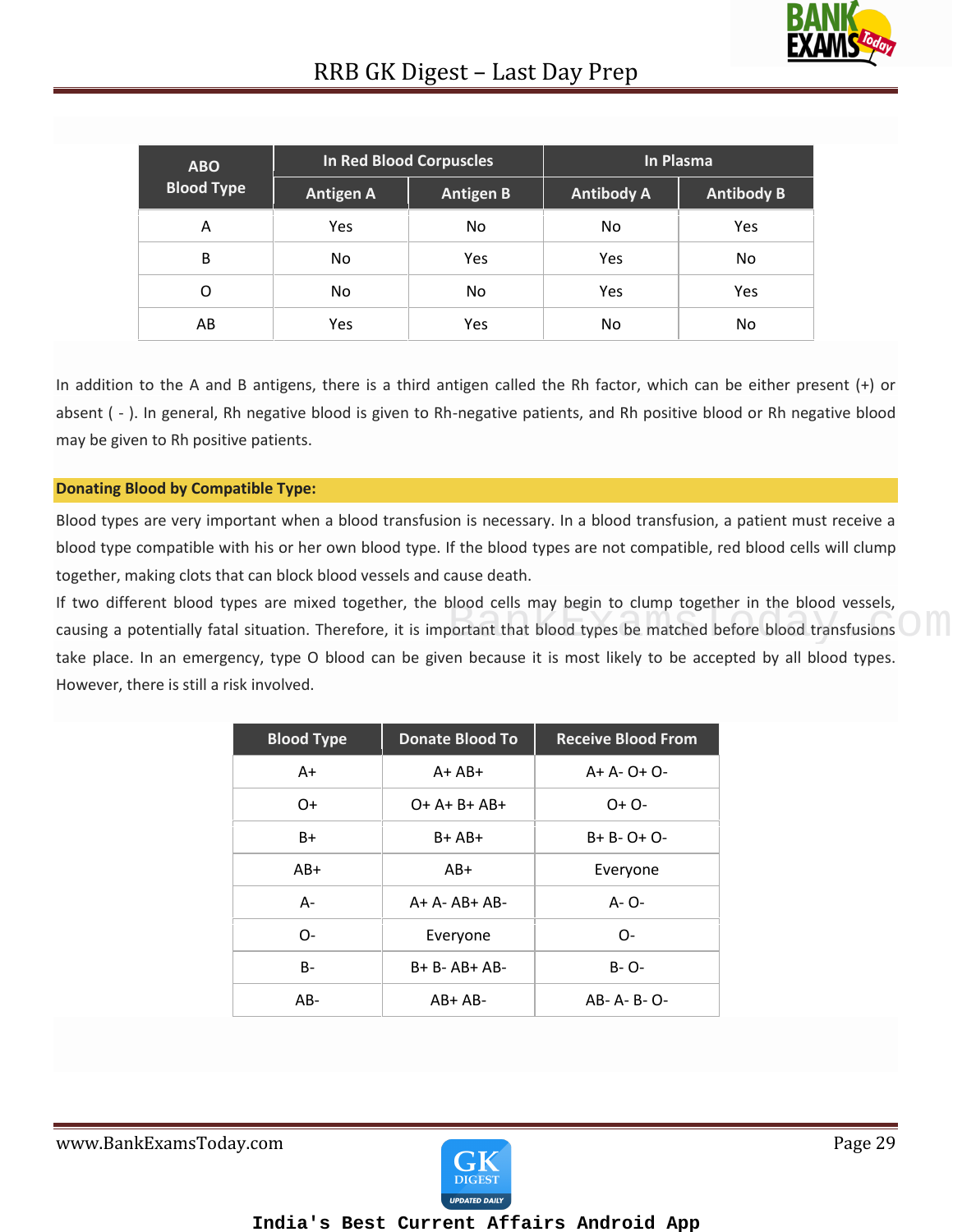| ABO Blood Type | In Red Blood Corpuscles | | In Plasma | |
|---|---|---|---|---|
| | Antigen A | Antigen B | Antibody A | Antibody B |
| A | Yes | No | No | Yes |
| B | No | Yes | Yes | No |
| O | No | No | Yes | Yes |
| AB | Yes | Yes | No | No |

In addition to the A and B antigens, there is a third antigen called the Rh factor, which can be either present (+) or absent ( - ). In general, Rh negative blood is given to Rh-negative patients, and Rh positive blood or Rh negative blood may be given to Rh positive patients.

**Donating Blood by Compatible Type:**

Blood types are very important when a blood transfusion is necessary. In a blood transfusion, a patient must receive a blood type compatible with his or her own blood type. If the blood types are not compatible, red blood cells will clump together, making clots that can block blood vessels and cause death.

If two different blood types are mixed together, the blood cells may begin to clump together in the blood vessels, causing a potentially fatal situation. Therefore, it is important that blood types be matched before blood transfusions take place. In an emergency, type O blood can be given because it is most likely to be accepted by all blood types. However, there is still a risk involved.

| Blood Type | Donate Blood To | Receive Blood From |
|---|---|---|
| A+ | A+ AB+ | A+ A- O+ O- |
| O+ | O+ A+ B+ AB+ | O+ O- |
| B+ | B+ AB+ | B+ B- O+ O- |
| AB+ | AB+ | Everyone |
| A- | A+ A- AB+ AB- | A- O- |
| O- | Everyone | O- |
| B- | B+ B- AB+ AB- | B- O- |
| AB- | AB+ AB- | AB- A- B- O- |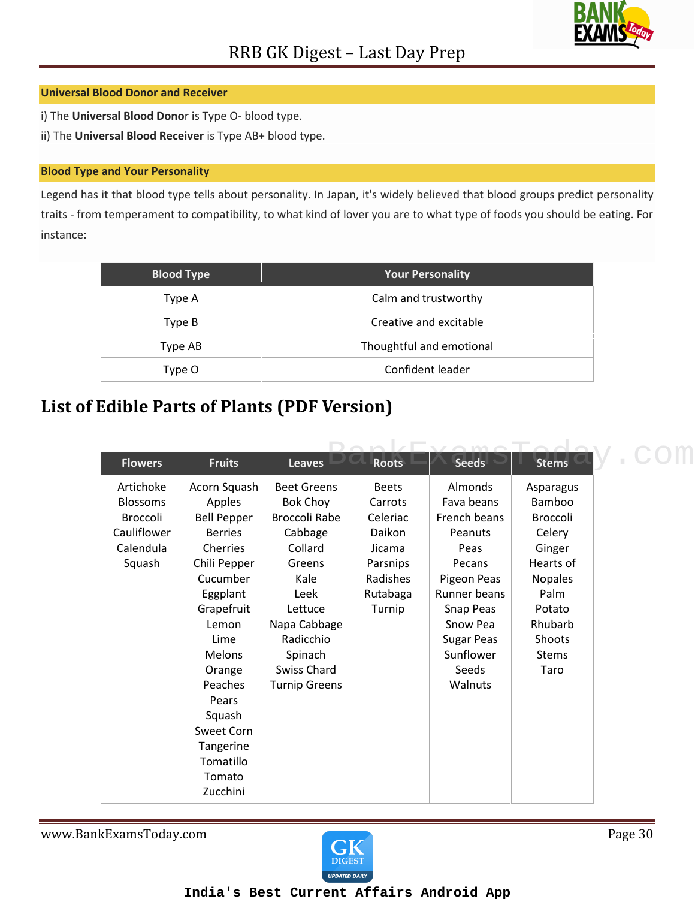## Universal Blood Donor and Receiver

i) The **Universal Blood Donor** is Type O- blood type.

ii) The **Universal Blood Receiver** is Type AB+ blood type.

## Blood Type and Your Personality

Legend has it that blood type tells about personality. In Japan, it's widely believed that blood groups predict personality traits - from temperament to compatibility, to what kind of lover you are to what type of foods you should be eating. For instance:

| Blood Type | Your Personality |
|---|---|
| Type A | Calm and trustworthy |
| Type B | Creative and excitable |
| Type AB | Thoughtful and emotional |
| Type O | Confident leader |

# List of Edible Parts of Plants (PDF Version)

| Flowers | Fruits | Leaves | Roots | Seeds | Stems |
|---|---|---|---|---|---|
| Artichoke Blossoms Broccoli Cauliflower Calendula Squash | Acorn Squash Apples Bell Pepper Berries Cherries Chili Pepper Cucumber Eggplant Grapefruit Lemon Lime Melons Orange Peaches Pears Squash Sweet Corn Tangerine Tomatillo Tomato Zucchini | Beet Greens Bok Choy Broccoli Rabe Cabbage Collard Greens Kale Leek Lettuce Napa Cabbage Radicchio Spinach Swiss Chard Turnip Greens | Beets Carrots Celeriac Daikon Jicama Parsnips Radishes Rutabaga Turnip | Almonds Fava beans French beans Peanuts Peas Pecans Pigeon Peas Runner beans Snap Peas Snow Pea Sugar Peas Sunflower Seeds Walnuts | Asparagus Bamboo Broccoli Celery Ginger Hearts of Nopales Palm Potato Rhubarb Shoots Stems Taro |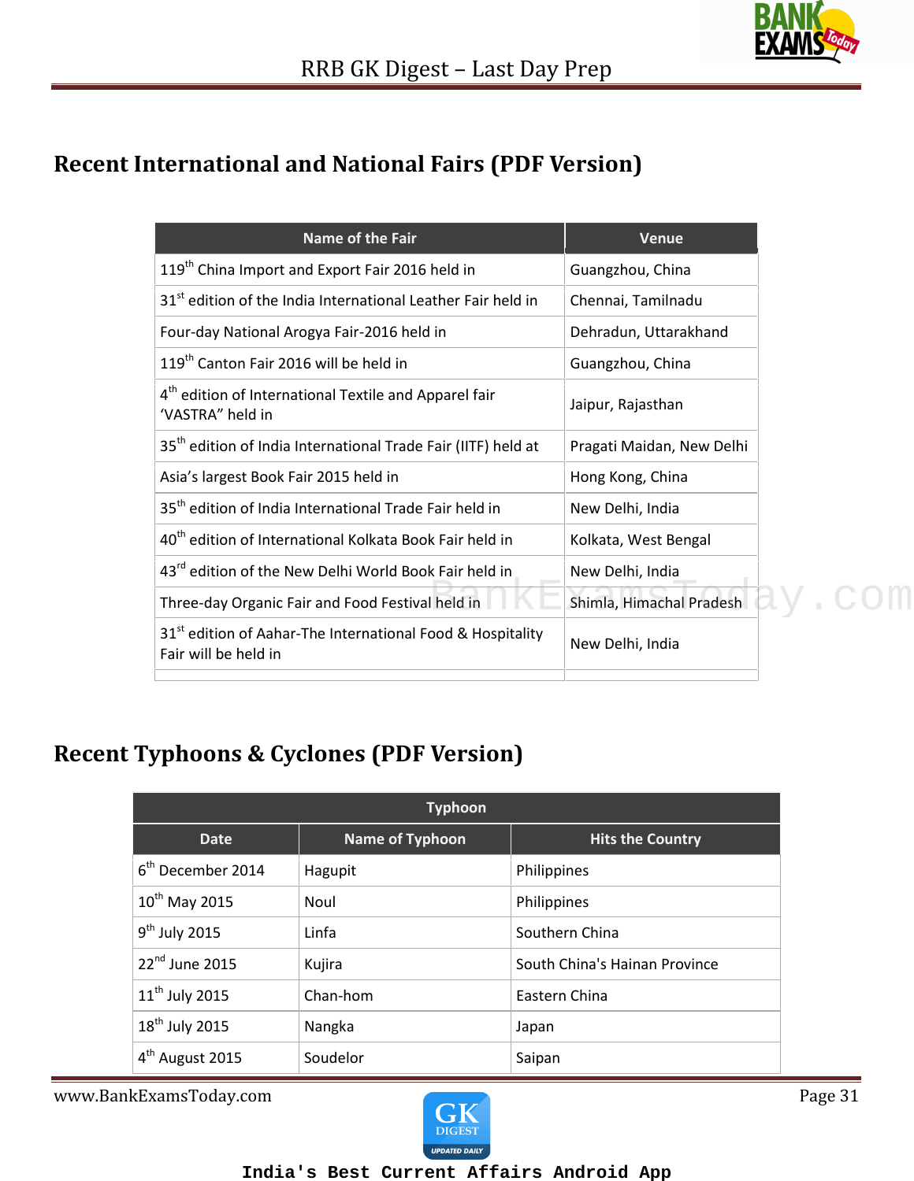## Recent International and National Fairs (PDF Version)

| Name of the Fair | Venue |
|---|---|
| 119th China Import and Export Fair 2016 held in | Guangzhou, China |
| 31st edition of the India International Leather Fair held in | Chennai, Tamilnadu |
| Four-day National Arogya Fair-2016 held in | Dehradun, Uttarakhand |
| 119th Canton Fair 2016 will be held in | Guangzhou, China |
| 4th edition of International Textile and Apparel fair 'VASTRA" held in | Jaipur, Rajasthan |
| 35th edition of India International Trade Fair (IITF) held at | Pragati Maidan, New Delhi |
| Asia's largest Book Fair 2015 held in | Hong Kong, China |
| 35th edition of India International Trade Fair held in | New Delhi, India |
| 40th edition of International Kolkata Book Fair held in | Kolkata, West Bengal |
| 43rd edition of the New Delhi World Book Fair held in | New Delhi, India |
| Three-day Organic Fair and Food Festival held in | Shimla, Himachal Pradesh |
| 31st edition of Aahar-The International Food & Hospitality Fair will be held in | New Delhi, India |
| | |

## Recent Typhoons & Cyclones (PDF Version)

| Typhoon | | |
|---|---|---|
| **Date** | **Name of Typhoon** | **Hits the Country** |
| 6th December 2014 | Hagupit | Philippines |
| 10th May 2015 | Noul | Philippines |
| 9th July 2015 | Linfa | Southern China |
| 22nd June 2015 | Kujira | South China's Hainan Province |
| 11th July 2015 | Chan-hom | Eastern China |
| 18th July 2015 | Nangka | Japan |
| 4th August 2015 | Soudelor | Saipan |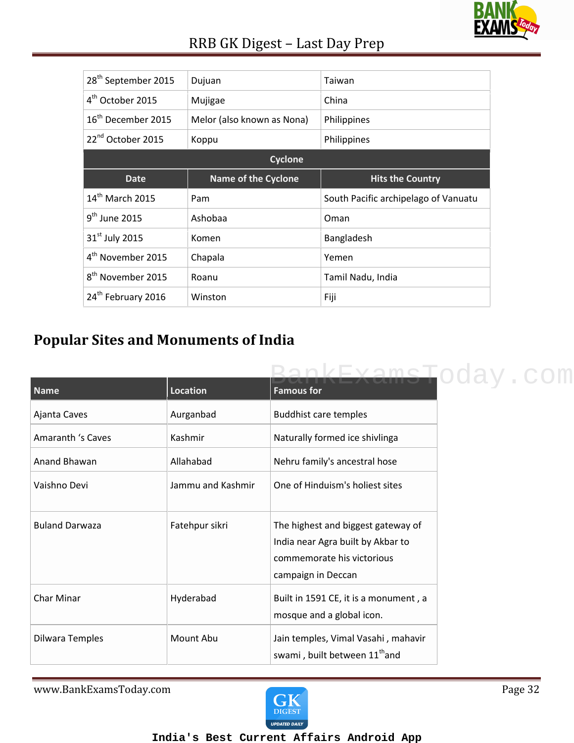| | | |
|---|---|---|
| 28th September 2015 | Dujuan | Taiwan |
| 4th October 2015 | Mujigae | China |
| 16th December 2015 | Melor (also known as Nona) | Philippines |
| 22nd October 2015 | Koppu | Philippines |

**Cyclone**

| Date | Name of the Cyclone | Hits the Country |
|---|---|---|
| 14th March 2015 | Pam | South Pacific archipelago of Vanuatu |
| 9th June 2015 | Ashobaa | Oman |
| 31st July 2015 | Komen | Bangladesh |
| 4th November 2015 | Chapala | Yemen |
| 8th November 2015 | Roanu | Tamil Nadu, India |
| 24th February 2016 | Winston | Fiji |

## Popular Sites and Monuments of India

| Name | Location | Famous for |
|---|---|---|
| Ajanta Caves | Aurganbad | Buddhist care temples |
| Amaranth 's Caves | Kashmir | Naturally formed ice shivlinga |
| Anand Bhawan | Allahabad | Nehru family's ancestral hose |
| Vaishno Devi | Jammu and Kashmir | One of Hinduism's holiest sites |
| Buland Darwaza | Fatehpur sikri | The highest and biggest gateway of India near Agra built by Akbar to commemorate his victorious campaign in Deccan |
| Char Minar | Hyderabad | Built in 1591 CE, it is a monument , a mosque and a global icon. |
| Dilwara Temples | Mount Abu | Jain temples, Vimal Vasahi , mahavir swami , built between 11th and |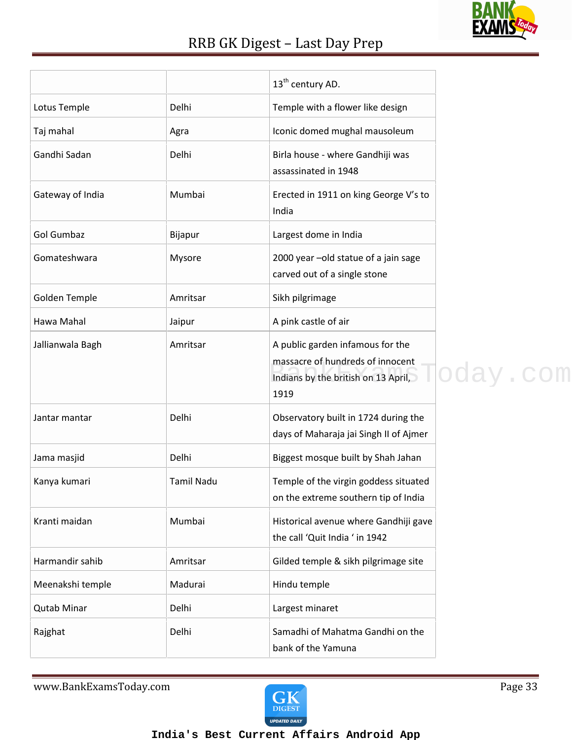| | | $13^{th}$ century AD. |
|---|---|---|
| Lotus Temple | Delhi | Temple with a flower like design |
| Taj mahal | Agra | Iconic domed mughal mausoleum |
| Gandhi Sadan | Delhi | Birla house - where Gandhiji was assassinated in 1948 |
| Gateway of India | Mumbai | Erected in 1911 on king George V's to India |
| Gol Gumbaz | Bijapur | Largest dome in India |
| Gomateshwara | Mysore | 2000 year –old statue of a jain sage carved out of a single stone |
| Golden Temple | Amritsar | Sikh pilgrimage |
| Hawa Mahal | Jaipur | A pink castle of air |
| Jallianwala Bagh | Amritsar | A public garden infamous for the massacre of hundreds of innocent Indians by the british on 13 April, 1919 |
| Jantar mantar | Delhi | Observatory built in 1724 during the days of Maharaja jai Singh II of Ajmer |
| Jama masjid | Delhi | Biggest mosque built by Shah Jahan |
| Kanya kumari | Tamil Nadu | Temple of the virgin goddess situated on the extreme southern tip of India |
| Kranti maidan | Mumbai | Historical avenue where Gandhiji gave the call 'Quit India ' in 1942 |
| Harmandir sahib | Amritsar | Gilded temple & sikh pilgrimage site |
| Meenakshi temple | Madurai | Hindu temple |
| Qutab Minar | Delhi | Largest minaret |
| Rajghat | Delhi | Samadhi of Mahatma Gandhi on the bank of the Yamuna |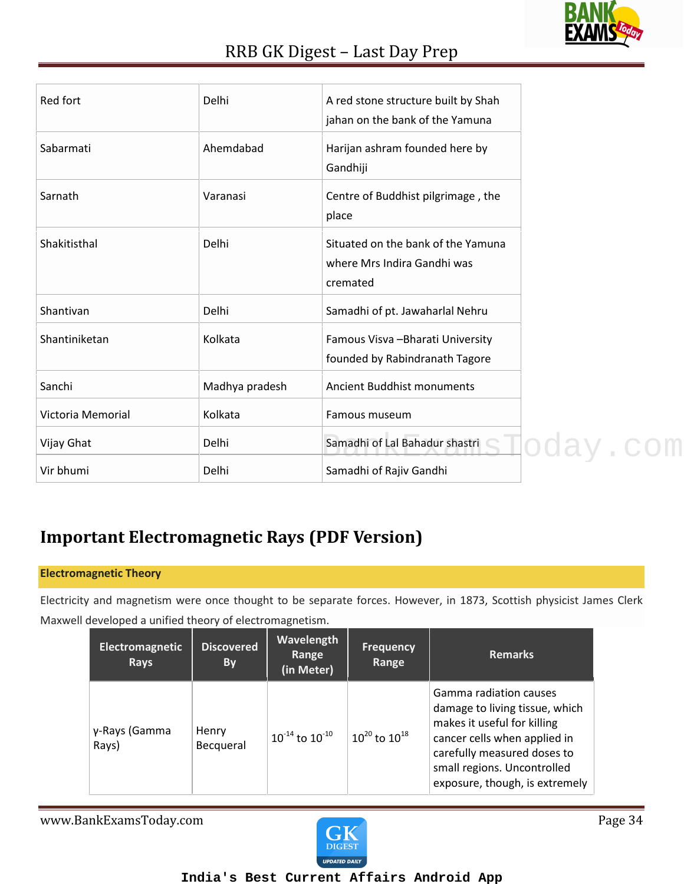| | | |
|---|---|---|
| Red fort | Delhi | A red stone structure built by Shah jahan on the bank of the Yamuna |
| Sabarmati | Ahemdabad | Harijan ashram founded here by Gandhiji |
| Sarnath | Varanasi | Centre of Buddhist pilgrimage , the place |
| Shakitisthal | Delhi | Situated on the bank of the Yamuna where Mrs Indira Gandhi was cremated |
| Shantivan | Delhi | Samadhi of pt. Jawaharlal Nehru |
| Shantiniketan | Kolkata | Famous Visva –Bharati University founded by Rabindranath Tagore |
| Sanchi | Madhya pradesh | Ancient Buddhist monuments |
| Victoria Memorial | Kolkata | Famous museum |
| Vijay Ghat | Delhi | Samadhi of Lal Bahadur shastri |
| Vir bhumi | Delhi | Samadhi of Rajiv Gandhi |

## Important Electromagnetic Rays (PDF Version)

**Electromagnetic Theory**

Electricity and magnetism were once thought to be separate forces. However, in 1873, Scottish physicist James Clerk Maxwell developed a unified theory of electromagnetism.

| Electromagnetic Rays | Discovered By | Wavelength Range (in Meter) | Frequency Range | Remarks |
|---|---|---|---|---|
| γ-Rays (Gamma Rays) | Henry Becqueral | $10^{-14}$ to $10^{-10}$ | $10^{20}$ to $10^{18}$ | Gamma radiation causes damage to living tissue, which makes it useful for killing cancer cells when applied in carefully measured doses to small regions. Uncontrolled exposure, though, is extremely |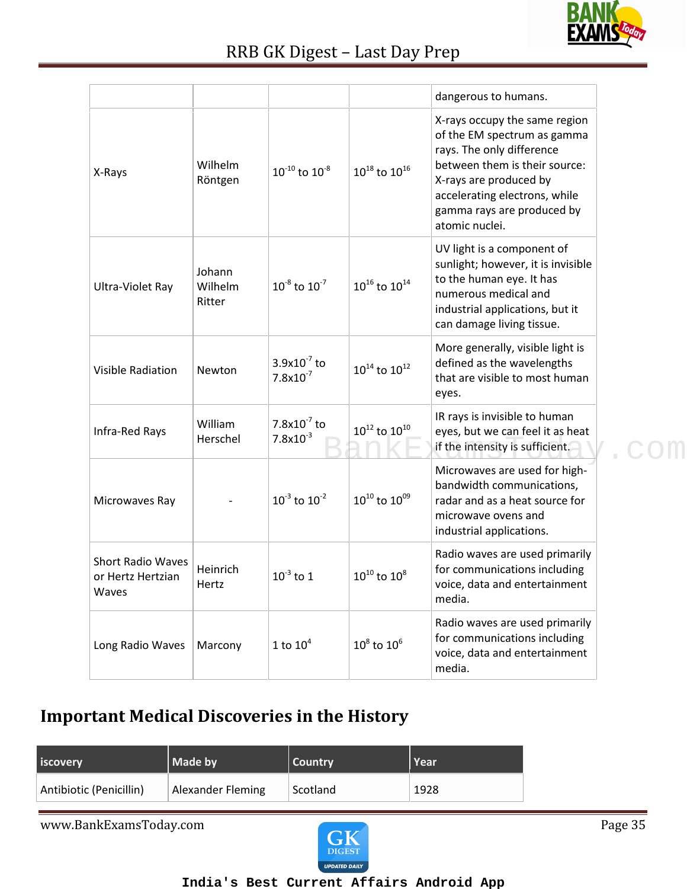| | | | | dangerous to humans. |
|---|---|---|---|---|
| X-Rays | Wilhelm Röntgen | $10^{-10}$ to $10^{-8}$ | $10^{18}$ to $10^{16}$ | X-rays occupy the same region of the EM spectrum as gamma rays. The only difference between them is their source: X-rays are produced by accelerating electrons, while gamma rays are produced by atomic nuclei. |
| Ultra-Violet Ray | Johann Wilhelm Ritter | $10^{-8}$ to $10^{-7}$ | $10^{16}$ to $10^{14}$ | UV light is a component of sunlight; however, it is invisible to the human eye. It has numerous medical and industrial applications, but it can damage living tissue. |
| Visible Radiation | Newton | $3.9x10^{-7}$ to $7.8x10^{-7}$ | $10^{14}$ to $10^{12}$ | More generally, visible light is defined as the wavelengths that are visible to most human eyes. |
| Infra-Red Rays | William Herschel | $7.8x10^{-7}$ to $7.8x10^{-3}$ | $10^{12}$ to $10^{10}$ | IR rays is invisible to human eyes, but we can feel it as heat if the intensity is sufficient. |
| Microwaves Ray | - | $10^{-3}$ to $10^{-2}$ | $10^{10}$ to $10^{09}$ | Microwaves are used for high-bandwidth communications, radar and as a heat source for microwave ovens and industrial applications. |
| Short Radio Waves or Hertz Hertzian Waves | Heinrich Hertz | $10^{-3}$ to 1 | $10^{10}$ to $10^{8}$ | Radio waves are used primarily for communications including voice, data and entertainment media. |
| Long Radio Waves | Marcony | 1 to $10^{4}$ | $10^{8}$ to $10^{6}$ | Radio waves are used primarily for communications including voice, data and entertainment media. |

## Important Medical Discoveries in the History

| iscovery | Made by | Country | Year |
|---|---|---|---|
| Antibiotic (Penicillin) | Alexander Fleming | Scotland | 1928 |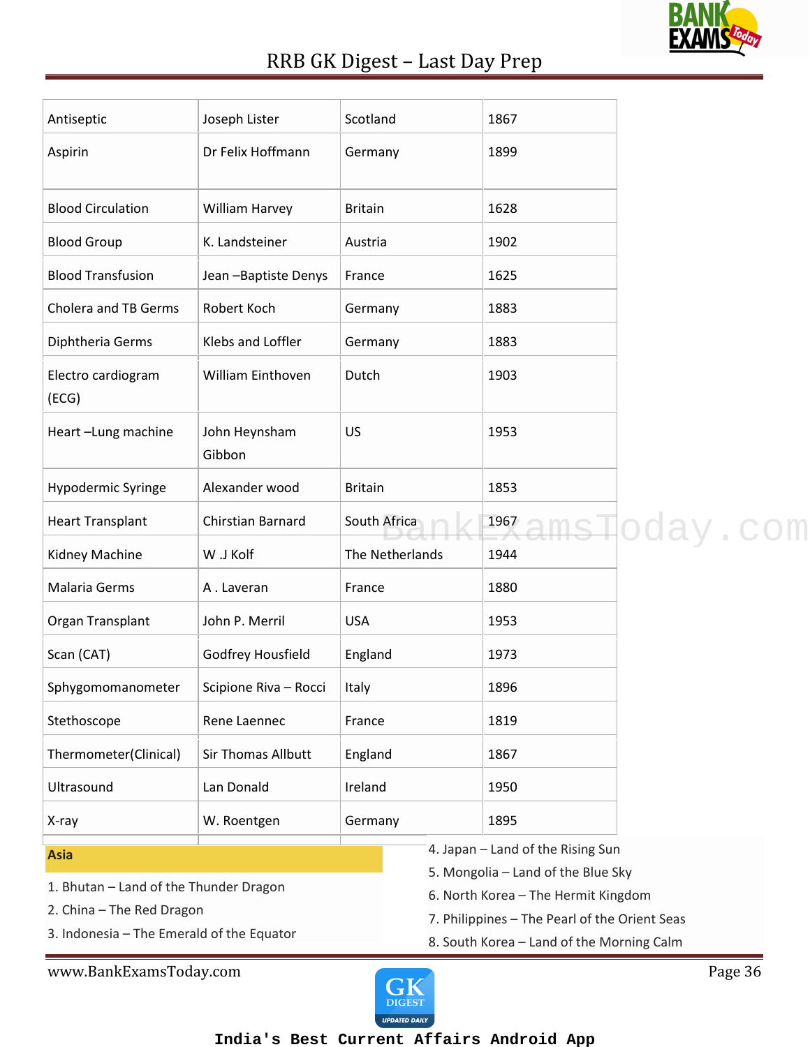| Antiseptic | Joseph Lister | Scotland | 1867 |
|---|---|---|---|
| Aspirin | Dr Felix Hoffmann | Germany | 1899 |
| Blood Circulation | William Harvey | Britain | 1628 |
| Blood Group | K. Landsteiner | Austria | 1902 |
| Blood Transfusion | Jean –Baptiste Denys | France | 1625 |
| Cholera and TB Germs | Robert Koch | Germany | 1883 |
| Diphtheria Germs | Klebs and Loffler | Germany | 1883 |
| Electro cardiogram (ECG) | William Einthoven | Dutch | 1903 |
| Heart –Lung machine | John Heynsham Gibbon | US | 1953 |
| Hypodermic Syringe | Alexander wood | Britain | 1853 |
| Heart Transplant | Chirstian Barnard | South Africa | 1967 |
| Kidney Machine | W .J Kolf | The Netherlands | 1944 |
| Malaria Germs | A . Laveran | France | 1880 |
| Organ Transplant | John P. Merril | USA | 1953 |
| Scan (CAT) | Godfrey Housfield | England | 1973 |
| Sphygomomanometer | Scipione Riva – Rocci | Italy | 1896 |
| Stethoscope | Rene Laennec | France | 1819 |
| Thermometer(Clinical) | Sir Thomas Allbutt | England | 1867 |
| Ultrasound | Lan Donald | Ireland | 1950 |
| X-ray | W. Roentgen | Germany | 1895 |

**Asia**

1. Bhutan – Land of the Thunder Dragon
2. China – The Red Dragon
3. Indonesia – The Emerald of the Equator
4. Japan – Land of the Rising Sun
5. Mongolia – Land of the Blue Sky
6. North Korea – The Hermit Kingdom
7. Philippines – The Pearl of the Orient Seas
8. South Korea – Land of the Morning Calm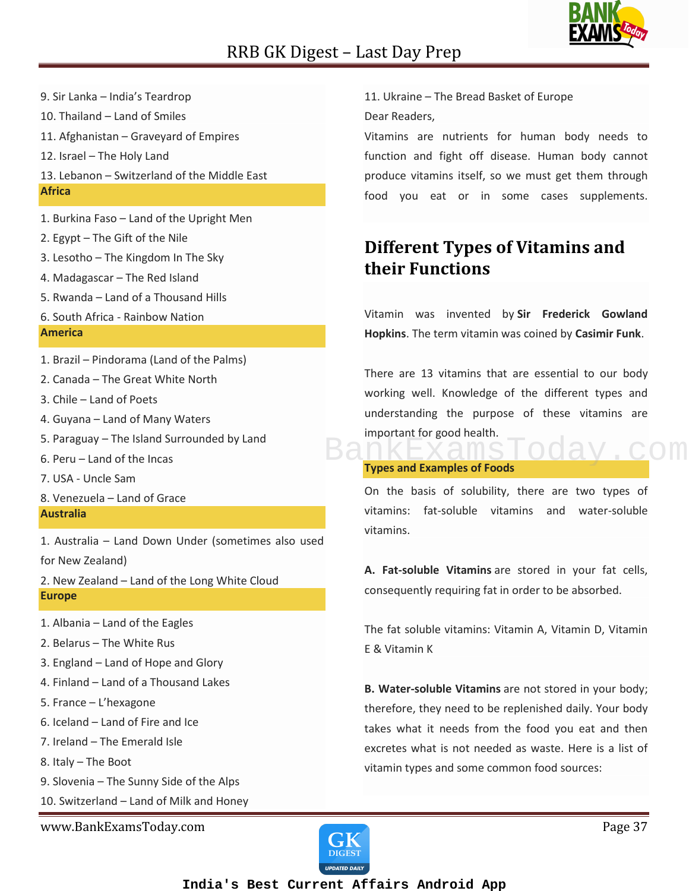9. Sir Lanka – India's Teardrop

10. Thailand – Land of Smiles

11. Afghanistan – Graveyard of Empires

12. Israel – The Holy Land

13. Lebanon – Switzerland of the Middle East

**Africa**

1. Burkina Faso – Land of the Upright Men
2. Egypt – The Gift of the Nile
3. Lesotho – The Kingdom In The Sky
4. Madagascar – The Red Island
5. Rwanda – Land of a Thousand Hills
6. South Africa - Rainbow Nation

**America**

1. Brazil – Pindorama (Land of the Palms)
2. Canada – The Great White North
3. Chile – Land of Poets
4. Guyana – Land of Many Waters
5. Paraguay – The Island Surrounded by Land
6. Peru – Land of the Incas
7. USA - Uncle Sam
8. Venezuela – Land of Grace

**Australia**

1. Australia – Land Down Under (sometimes also used for New Zealand)
2. New Zealand – Land of the Long White Cloud

**Europe**

1. Albania – Land of the Eagles
2. Belarus – The White Rus
3. England – Land of Hope and Glory
4. Finland – Land of a Thousand Lakes
5. France – L'hexagone
6. Iceland – Land of Fire and Ice
7. Ireland – The Emerald Isle
8. Italy – The Boot
9. Slovenia – The Sunny Side of the Alps
10. Switzerland – Land of Milk and Honey
11. Ukraine – The Bread Basket of Europe

Dear Readers,

Vitamins are nutrients for human body needs to function and fight off disease. Human body cannot produce vitamins itself, so we must get them through food you eat or in some cases supplements.

## Different Types of Vitamins and their Functions

Vitamin was invented by **Sir Frederick Gowland Hopkins**. The term vitamin was coined by **Casimir Funk**.

There are 13 vitamins that are essential to our body working well. Knowledge of the different types and understanding the purpose of these vitamins are important for good health.

**Types and Examples of Foods**

On the basis of solubility, there are two types of vitamins: fat-soluble vitamins and water-soluble vitamins.

**A. Fat-soluble Vitamins** are stored in your fat cells, consequently requiring fat in order to be absorbed.

The fat soluble vitamins: Vitamin A, Vitamin D, Vitamin E & Vitamin K

**B. Water-soluble Vitamins** are not stored in your body; therefore, they need to be replenished daily. Your body takes what it needs from the food you eat and then excretes what is not needed as waste. Here is a list of vitamin types and some common food sources: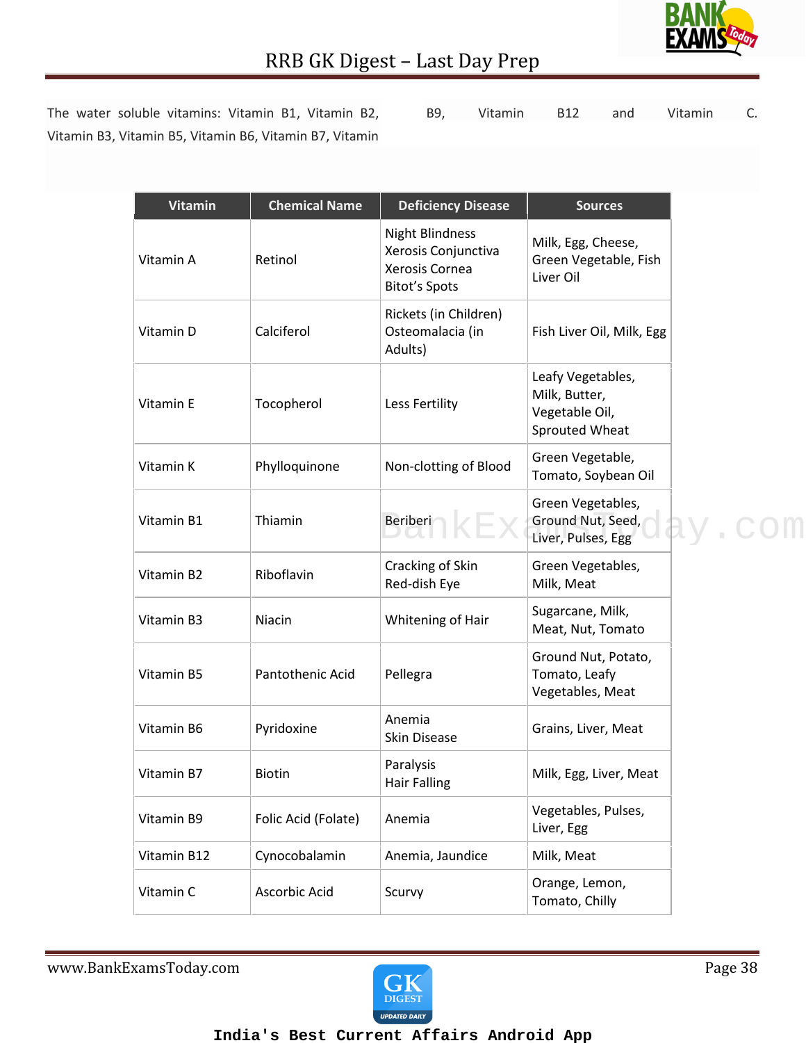The water soluble vitamins: Vitamin B1, Vitamin B2, Vitamin B3, Vitamin B5, Vitamin B6, Vitamin B7, Vitamin B9, Vitamin B12 and Vitamin C.

| Vitamin | Chemical Name | Deficiency Disease | Sources |
|---|---|---|---|
| Vitamin A | Retinol | Night Blindness<br>Xerosis Conjunctiva<br>Xerosis Cornea<br>Bitot's Spots | Milk, Egg, Cheese, Green Vegetable, Fish Liver Oil |
| Vitamin D | Calciferol | Rickets (in Children)<br>Osteomalacia (in Adults) | Fish Liver Oil, Milk, Egg |
| Vitamin E | Tocopherol | Less Fertility | Leafy Vegetables, Milk, Butter, Vegetable Oil, Sprouted Wheat |
| Vitamin K | Phylloquinone | Non-clotting of Blood | Green Vegetable, Tomato, Soybean Oil |
| Vitamin B1 | Thiamin | Beriberi | Green Vegetables, Ground Nut, Seed, Liver, Pulses, Egg |
| Vitamin B2 | Riboflavin | Cracking of Skin<br>Red-dish Eye | Green Vegetables, Milk, Meat |
| Vitamin B3 | Niacin | Whitening of Hair | Sugarcane, Milk, Meat, Nut, Tomato |
| Vitamin B5 | Pantothenic Acid | Pellegra | Ground Nut, Potato, Tomato, Leafy Vegetables, Meat |
| Vitamin B6 | Pyridoxine | Anemia<br>Skin Disease | Grains, Liver, Meat |
| Vitamin B7 | Biotin | Paralysis<br>Hair Falling | Milk, Egg, Liver, Meat |
| Vitamin B9 | Folic Acid (Folate) | Anemia | Vegetables, Pulses, Liver, Egg |
| Vitamin B12 | Cynocobalamin | Anemia, Jaundice | Milk, Meat |
| Vitamin C | Ascorbic Acid | Scurvy | Orange, Lemon, Tomato, Chilly |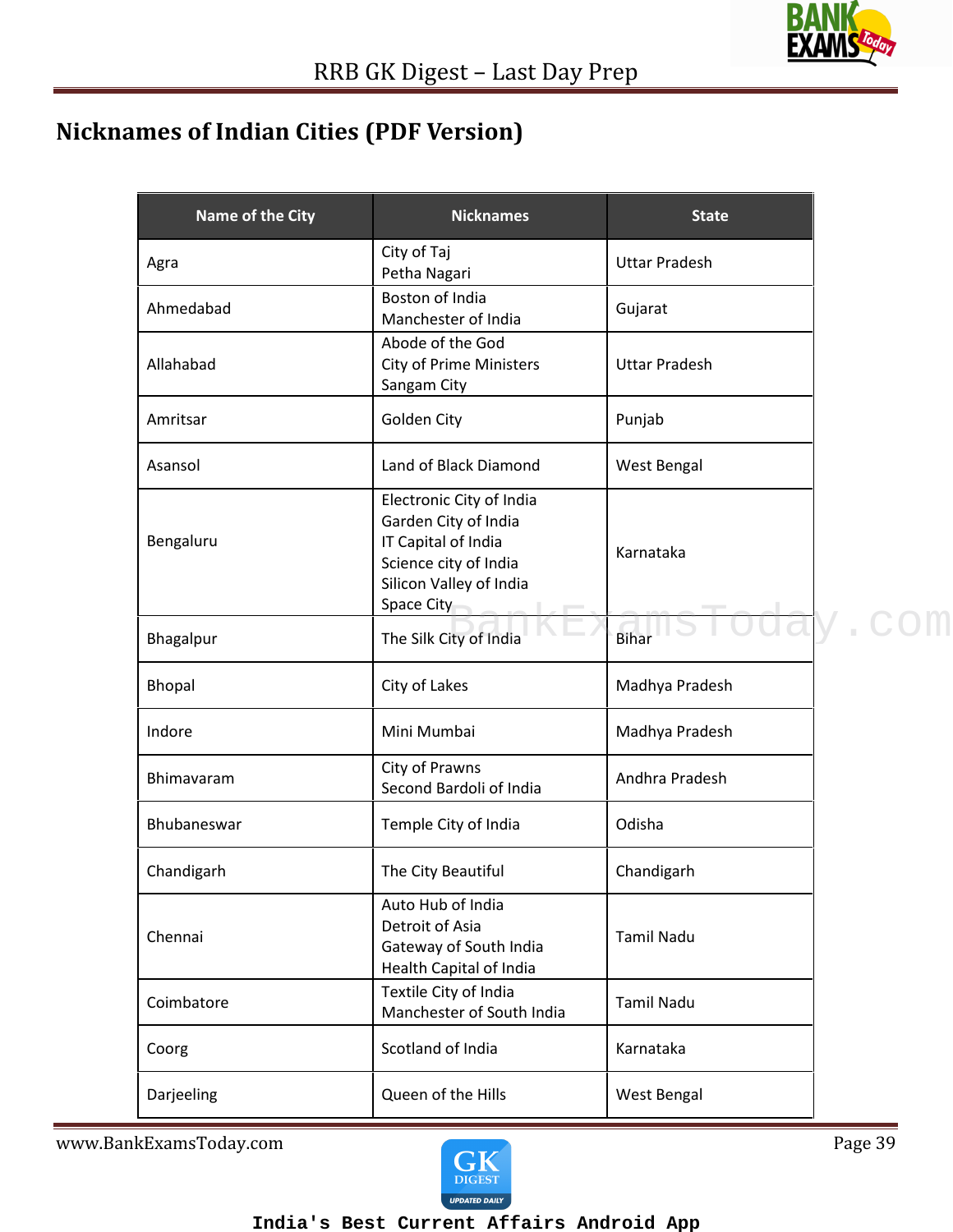## Nicknames of Indian Cities (PDF Version)

| Name of the City | Nicknames | State |
|---|---|---|
| Agra | City of Taj<br>Petha Nagari | Uttar Pradesh |
| Ahmedabad | Boston of India<br>Manchester of India | Gujarat |
| Allahabad | Abode of the God<br>City of Prime Ministers<br>Sangam City | Uttar Pradesh |
| Amritsar | Golden City | Punjab |
| Asansol | Land of Black Diamond | West Bengal |
| Bengaluru | Electronic City of India<br>Garden City of India<br>IT Capital of India<br>Science city of India<br>Silicon Valley of India<br>Space City | Karnataka |
| Bhagalpur | The Silk City of India | Bihar |
| Bhopal | City of Lakes | Madhya Pradesh |
| Indore | Mini Mumbai | Madhya Pradesh |
| Bhimavaram | City of Prawns<br>Second Bardoli of India | Andhra Pradesh |
| Bhubaneswar | Temple City of India | Odisha |
| Chandigarh | The City Beautiful | Chandigarh |
| Chennai | Auto Hub of India<br>Detroit of Asia<br>Gateway of South India<br>Health Capital of India | Tamil Nadu |
| Coimbatore | Textile City of India<br>Manchester of South India | Tamil Nadu |
| Coorg | Scotland of India | Karnataka |
| Darjeeling | Queen of the Hills | West Bengal |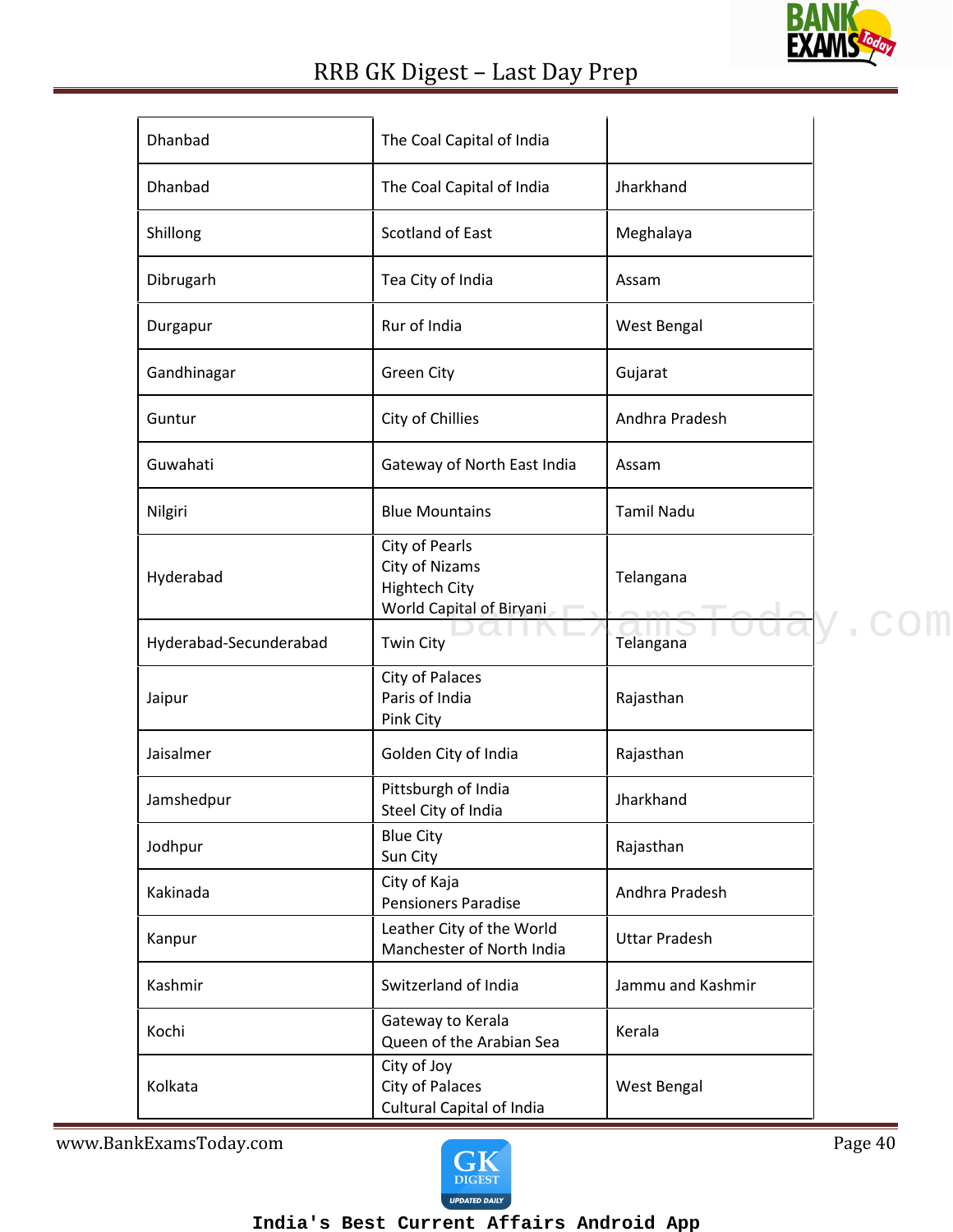| Dhanbad | The Coal Capital of India | |
|---|---|---|
| Dhanbad | The Coal Capital of India | Jharkhand |
| Shillong | Scotland of East | Meghalaya |
| Dibrugarh | Tea City of India | Assam |
| Durgapur | Rur of India | West Bengal |
| Gandhinagar | Green City | Gujarat |
| Guntur | City of Chillies | Andhra Pradesh |
| Guwahati | Gateway of North East India | Assam |
| Nilgiri | Blue Mountains | Tamil Nadu |
| Hyderabad | City of Pearls<br>City of Nizams<br>Hightech City<br>World Capital of Biryani | Telangana |
| Hyderabad-Secunderabad | Twin City | Telangana |
| Jaipur | City of Palaces<br>Paris of India<br>Pink City | Rajasthan |
| Jaisalmer | Golden City of India | Rajasthan |
| Jamshedpur | Pittsburgh of India<br>Steel City of India | Jharkhand |
| Jodhpur | Blue City<br>Sun City | Rajasthan |
| Kakinada | City of Kaja<br>Pensioners Paradise | Andhra Pradesh |
| Kanpur | Leather City of the World<br>Manchester of North India | Uttar Pradesh |
| Kashmir | Switzerland of India | Jammu and Kashmir |
| Kochi | Gateway to Kerala<br>Queen of the Arabian Sea | Kerala |
| Kolkata | City of Joy<br>City of Palaces<br>Cultural Capital of India | West Bengal |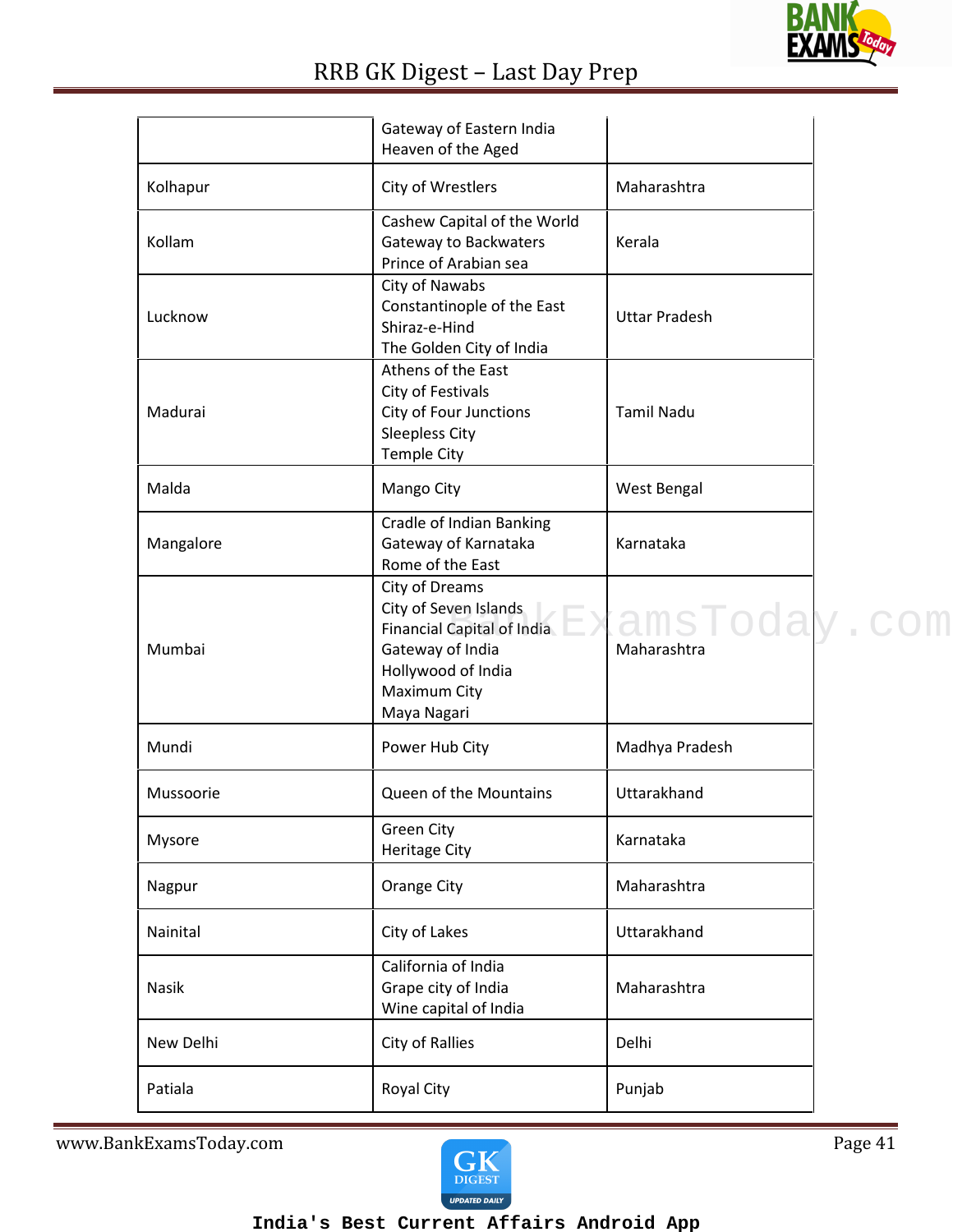| | | |
|---|---|---|
| | Gateway of Eastern India<br>Heaven of the Aged | |
| Kolhapur | City of Wrestlers | Maharashtra |
| Kollam | Cashew Capital of the World<br>Gateway to Backwaters<br>Prince of Arabian sea | Kerala |
| Lucknow | City of Nawabs<br>Constantinople of the East<br>Shiraz-e-Hind<br>The Golden City of India | Uttar Pradesh |
| Madurai | Athens of the East<br>City of Festivals<br>City of Four Junctions<br>Sleepless City<br>Temple City | Tamil Nadu |
| Malda | Mango City | West Bengal |
| Mangalore | Cradle of Indian Banking<br>Gateway of Karnataka<br>Rome of the East | Karnataka |
| Mumbai | City of Dreams<br>City of Seven Islands<br>Financial Capital of India<br>Gateway of India<br>Hollywood of India<br>Maximum City<br>Maya Nagari | Maharashtra |
| Mundi | Power Hub City | Madhya Pradesh |
| Mussoorie | Queen of the Mountains | Uttarakhand |
| Mysore | Green City<br>Heritage City | Karnataka |
| Nagpur | Orange City | Maharashtra |
| Nainital | City of Lakes | Uttarakhand |
| Nasik | California of India<br>Grape city of India<br>Wine capital of India | Maharashtra |
| New Delhi | City of Rallies | Delhi |
| Patiala | Royal City | Punjab |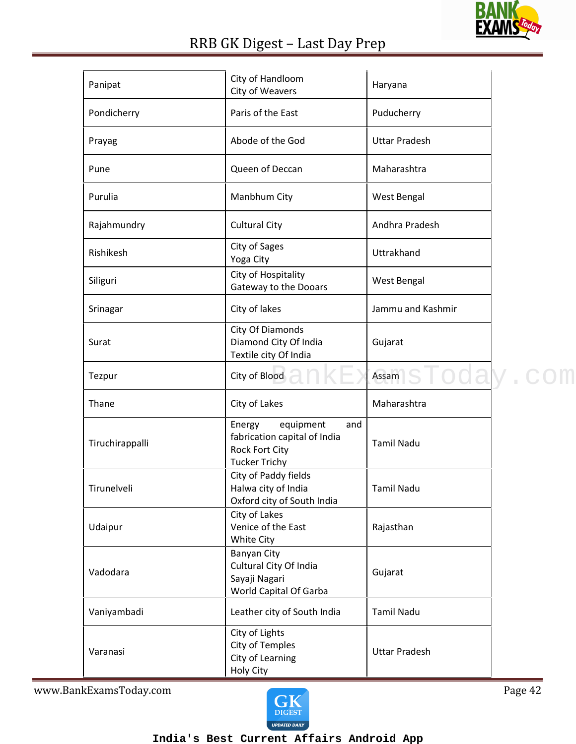| | | |
|---|---|---|
| Panipat | City of Handloom<br>City of Weavers | Haryana |
| Pondicherry | Paris of the East | Puducherry |
| Prayag | Abode of the God | Uttar Pradesh |
| Pune | Queen of Deccan | Maharashtra |
| Purulia | Manbhum City | West Bengal |
| Rajahmundry | Cultural City | Andhra Pradesh |
| Rishikesh | City of Sages<br>Yoga City | Uttrakhand |
| Siliguri | City of Hospitality<br>Gateway to the Dooars | West Bengal |
| Srinagar | City of lakes | Jammu and Kashmir |
| Surat | City Of Diamonds<br>Diamond City Of India<br>Textile city Of India | Gujarat |
| Tezpur | City of Blood | Assam |
| Thane | City of Lakes | Maharashtra |
| Tiruchirappalli | Energy equipment and fabrication capital of India<br>Rock Fort City<br>Tucker Trichy | Tamil Nadu |
| Tirunelveli | City of Paddy fields<br>Halwa city of India<br>Oxford city of South India | Tamil Nadu |
| Udaipur | City of Lakes<br>Venice of the East<br>White City | Rajasthan |
| Vadodara | Banyan City<br>Cultural City Of India<br>Sayaji Nagari<br>World Capital Of Garba | Gujarat |
| Vaniyambadi | Leather city of South India | Tamil Nadu |
| Varanasi | City of Lights<br>City of Temples<br>City of Learning<br>Holy City | Uttar Pradesh |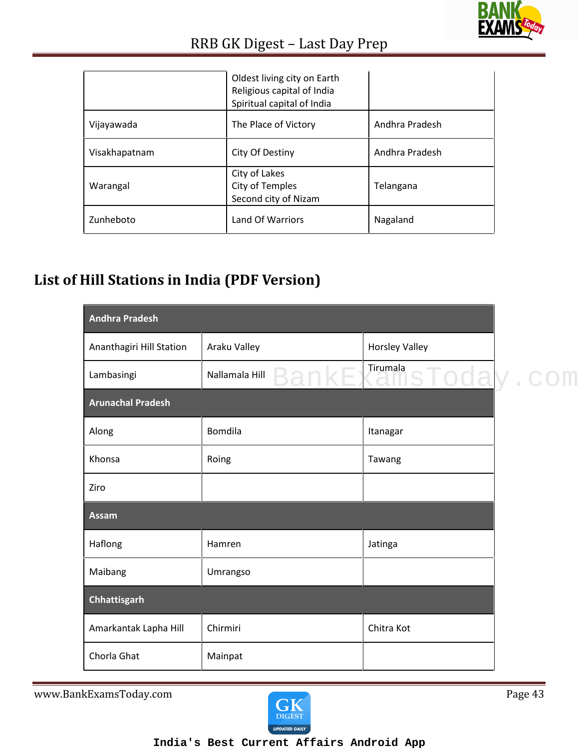| | | |
|---|---|---|
| | Oldest living city on Earth<br>Religious capital of India<br>Spiritual capital of India | |
| Vijayawada | The Place of Victory | Andhra Pradesh |
| Visakhapatnam | City Of Destiny | Andhra Pradesh |
| Warangal | City of Lakes<br>City of Temples<br>Second city of Nizam | Telangana |
| Zunheboto | Land Of Warriors | Nagaland |

## List of Hill Stations in India (PDF Version)

| Andhra Pradesh | | |
|---|---|---|
| Ananthagiri Hill Station | Araku Valley | Horsley Valley |
| Lambasingi | Nallamala Hill | Tirumala |
| **Arunachal Pradesh** | | |
| Along | Bomdila | Itanagar |
| Khonsa | Roing | Tawang |
| Ziro | | |
| **Assam** | | |
| Haflong | Hamren | Jatinga |
| Maibang | Umrangso | |
| **Chhattisgarh** | | |
| Amarkantak Lapha Hill | Chirmiri | Chitra Kot |
| Chorla Ghat | Mainpat | |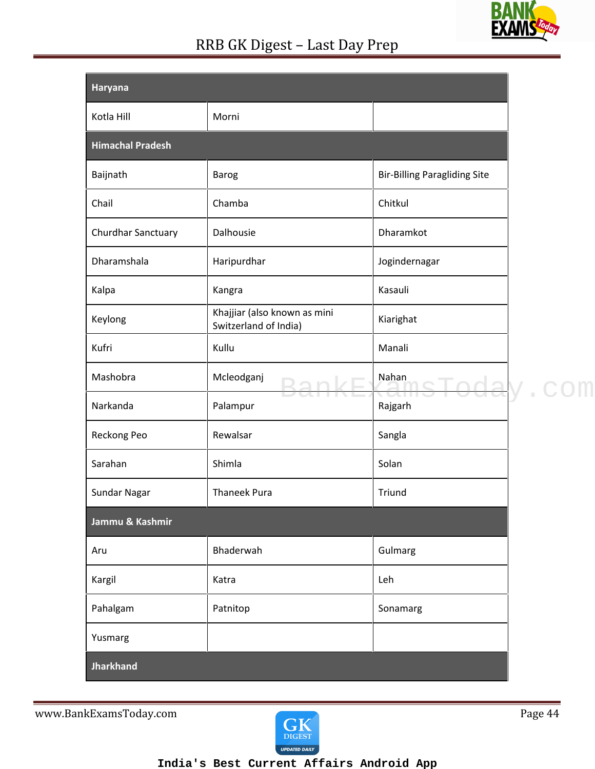| Haryana | | |
|---|---|---|
| Kotla Hill | Morni | |
| **Himachal Pradesh** | | |
| Baijnath | Barog | Bir-Billing Paragliding Site |
| Chail | Chamba | Chitkul |
| Churdhar Sanctuary | Dalhousie | Dharamkot |
| Dharamshala | Haripurdhar | Jogindernagar |
| Kalpa | Kangra | Kasauli |
| Keylong | Khajjiar (also known as mini Switzerland of India) | Kiarighat |
| Kufri | Kullu | Manali |
| Mashobra | Mcleodganj | Nahan |
| Narkanda | Palampur | Rajgarh |
| Reckong Peo | Rewalsar | Sangla |
| Sarahan | Shimla | Solan |
| Sundar Nagar | Thaneek Pura | Triund |
| **Jammu & Kashmir** | | |
| Aru | Bhaderwah | Gulmarg |
| Kargil | Katra | Leh |
| Pahalgam | Patnitop | Sonamarg |
| Yusmarg | | |
| **Jharkhand** | | |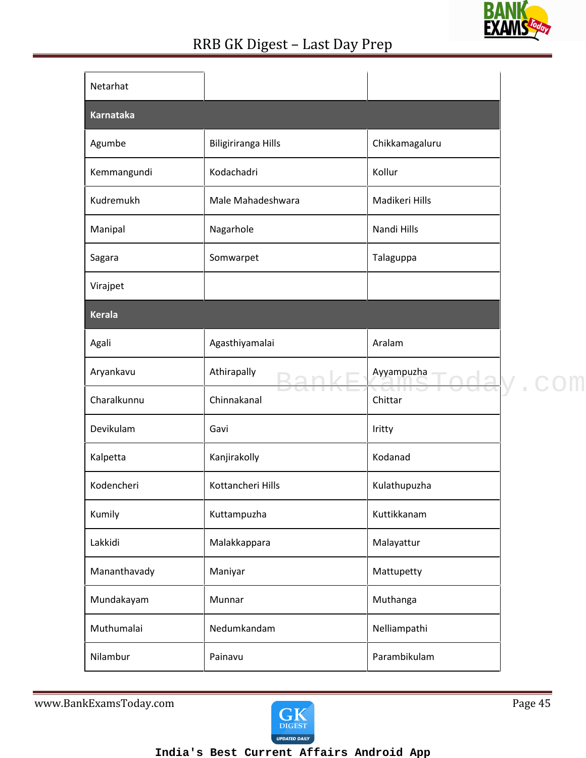| Netarhat | | |
|---|---|---|
| **Karnataka** | | |
| Agumbe | Biligiriranga Hills | Chikkamagaluru |
| Kemmangundi | Kodachadri | Kollur |
| Kudremukh | Male Mahadeshwara | Madikeri Hills |
| Manipal | Nagarhole | Nandi Hills |
| Sagara | Somwarpet | Talaguppa |
| Virajpet | | |
| **Kerala** | | |
| Agali | Agasthiyamalai | Aralam |
| Aryankavu | Athirapally | Ayyampuzha |
| Charalkunnu | Chinnakanal | Chittar |
| Devikulam | Gavi | Iritty |
| Kalpetta | Kanjirakolly | Kodanad |
| Kodencheri | Kottancheri Hills | Kulathupuzha |
| Kumily | Kuttampuzha | Kuttikkanam |
| Lakkidi | Malakkappara | Malayattur |
| Mananthavady | Maniyar | Mattupetty |
| Mundakayam | Munnar | Muthanga |
| Muthumalai | Nedumkandam | Nelliampathi |
| Nilambur | Painavu | Parambikulam |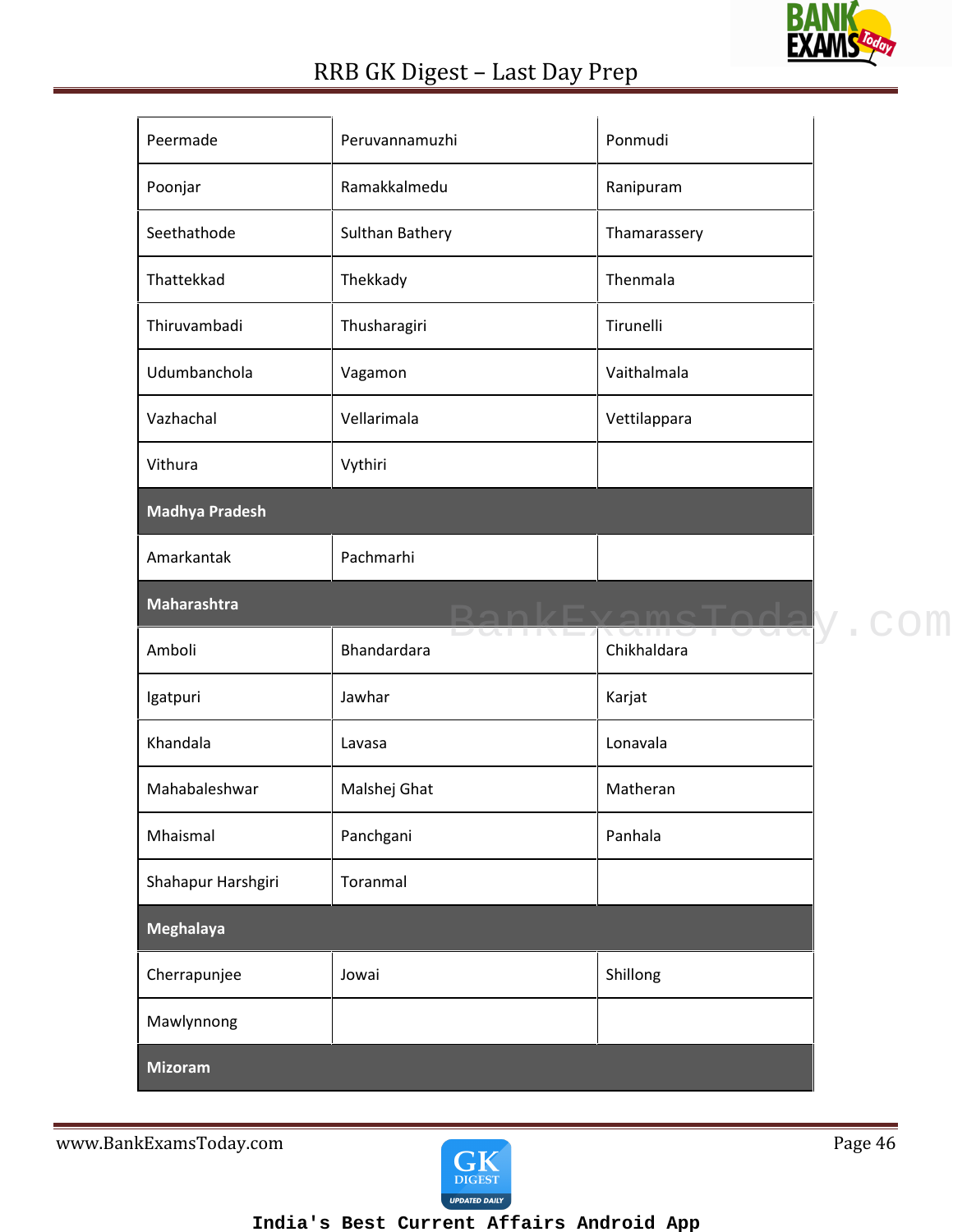| | | |
|---|---|---|
| Peermade | Peruvannamuzhi | Ponmudi |
| Poonjar | Ramakkalmedu | Ranipuram |
| Seethathode | Sulthan Bathery | Thamarassery |
| Thattekkad | Thekkady | Thenmala |
| Thiruvambadi | Thusharagiri | Tirunelli |
| Udumbanchola | Vagamon | Vaithalmala |
| Vazhachal | Vellarimala | Vettilappara |
| Vithura | Vythiri | |
| **Madhya Pradesh** | | |
| Amarkantak | Pachmarhi | |
| **Maharashtra** | | |
| Amboli | Bhandardara | Chikhaldara |
| Igatpuri | Jawhar | Karjat |
| Khandala | Lavasa | Lonavala |
| Mahabaleshwar | Malshej Ghat | Matheran |
| Mhaismal | Panchgani | Panhala |
| Shahapur Harshgiri | Toranmal | |
| **Meghalaya** | | |
| Cherrapunjee | Jowai | Shillong |
| Mawlynnong | | |
| **Mizoram** | | |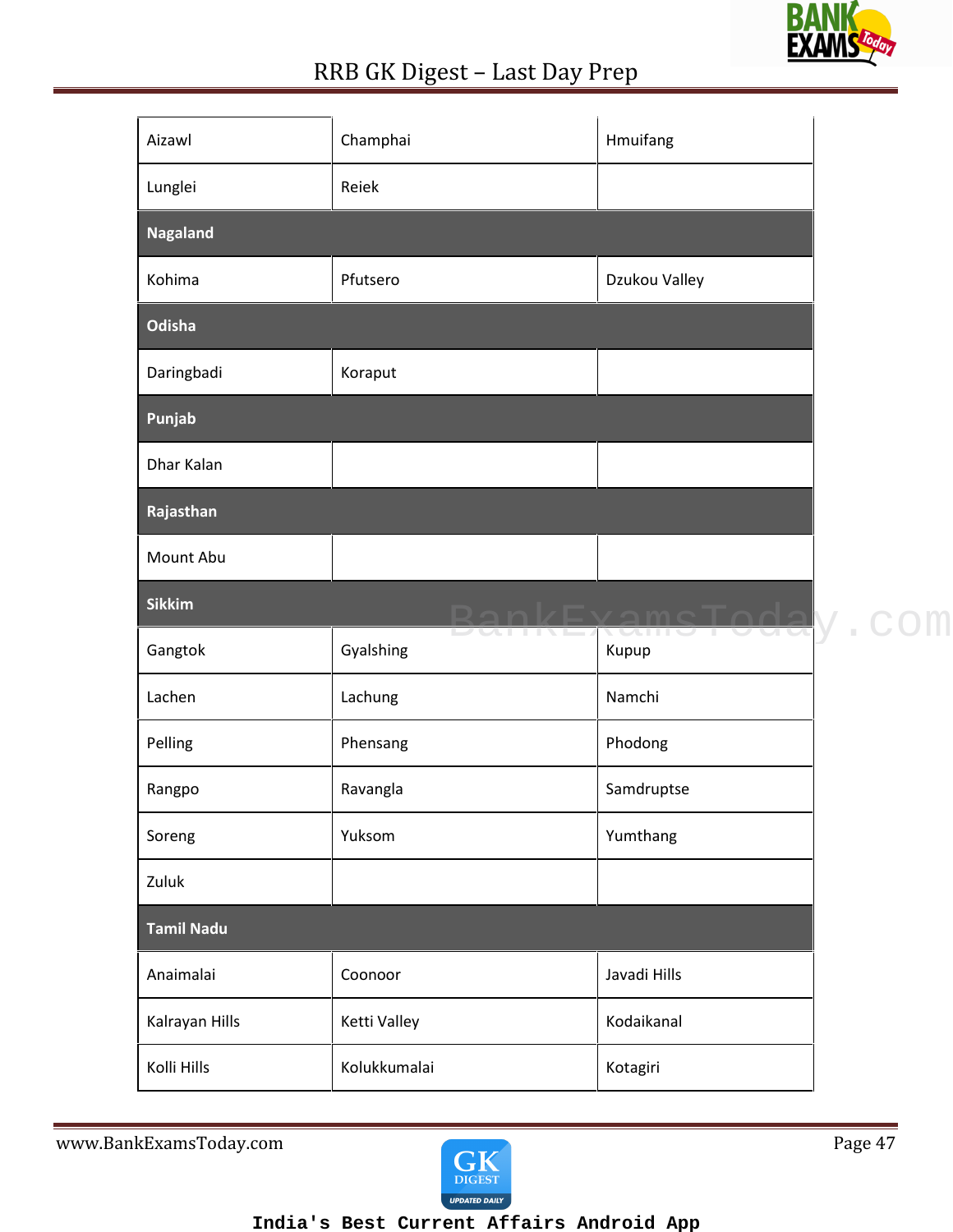| | | |
|---|---|---|
| Aizawl | Champhai | Hmuifang |
| Lunglei | Reiek | |
| **Nagaland** | | |
| Kohima | Pfutsero | Dzukou Valley |
| **Odisha** | | |
| Daringbadi | Koraput | |
| **Punjab** | | |
| Dhar Kalan | | |
| **Rajasthan** | | |
| Mount Abu | | |
| **Sikkim** | | |
| Gangtok | Gyalshing | Kupup |
| Lachen | Lachung | Namchi |
| Pelling | Phensang | Phodong |
| Rangpo | Ravangla | Samdruptse |
| Soreng | Yuksom | Yumthang |
| Zuluk | | |
| **Tamil Nadu** | | |
| Anaimalai | Coonoor | Javadi Hills |
| Kalrayan Hills | Ketti Valley | Kodaikanal |
| Kolli Hills | Kolukkumalai | Kotagiri |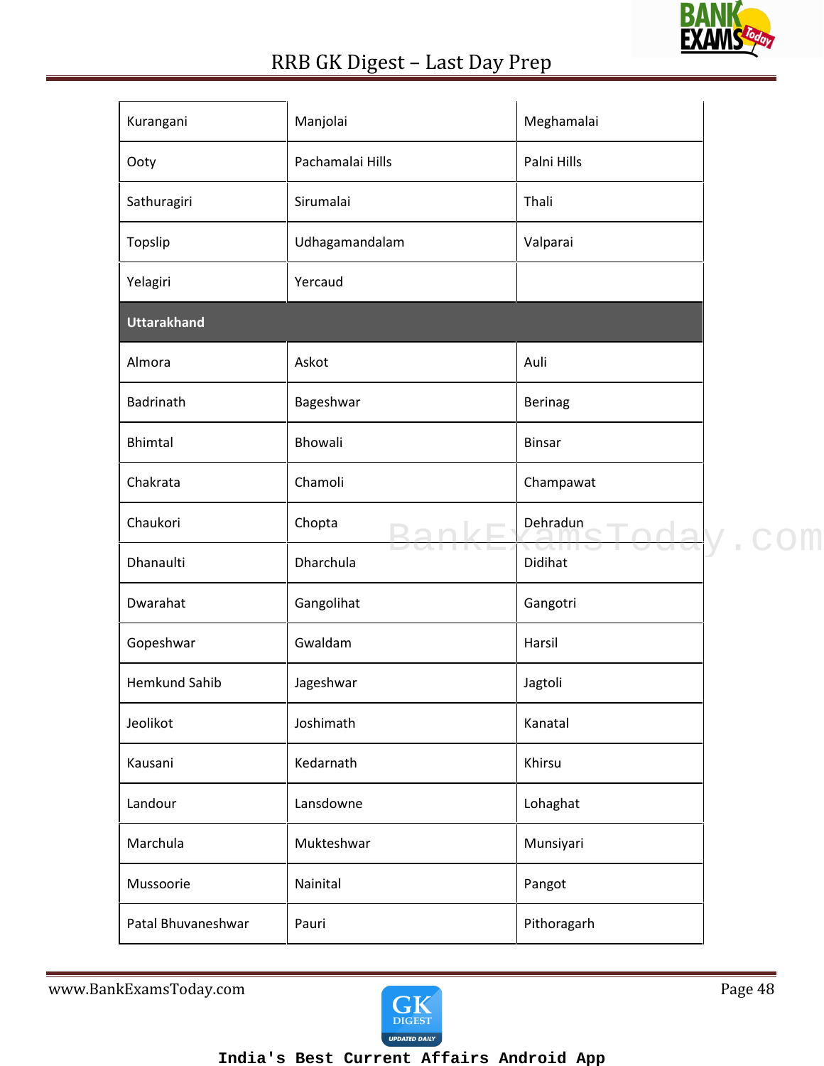| Kurangani | Manjolai | Meghamalai |
|---|---|---|
| Ooty | Pachamalai Hills | Palni Hills |
| Sathuragiri | Sirumalai | Thali |
| Topslip | Udhagamandalam | Valparai |
| Yelagiri | Yercaud | |
| **Uttarakhand** | | |
| Almora | Askot | Auli |
| Badrinath | Bageshwar | Berinag |
| Bhimtal | Bhowali | Binsar |
| Chakrata | Chamoli | Champawat |
| Chaukori | Chopta | Dehradun |
| Dhanaulti | Dharchula | Didihat |
| Dwarahat | Gangolihat | Gangotri |
| Gopeshwar | Gwaldam | Harsil |
| Hemkund Sahib | Jageshwar | Jagtoli |
| Jeolikot | Joshimath | Kanatal |
| Kausani | Kedarnath | Khirsu |
| Landour | Lansdowne | Lohaghat |
| Marchula | Mukteshwar | Munsiyari |
| Mussoorie | Nainital | Pangot |
| Patal Bhuvaneshwar | Pauri | Pithoragarh |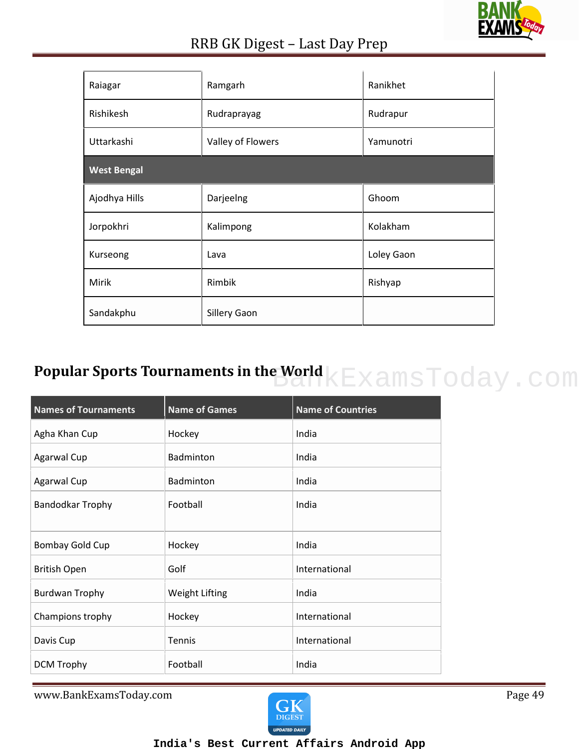| Raiagar | Ramgarh | Ranikhet |
|---|---|---|
| Rishikesh | Rudraprayag | Rudrapur |
| Uttarkashi | Valley of Flowers | Yamunotri |
| **West Bengal** | | |
| Ajodhya Hills | Darjeelng | Ghoom |
| Jorpokhri | Kalimpong | Kolakham |
| Kurseong | Lava | Loley Gaon |
| Mirik | Rimbik | Rishyap |
| Sandakphu | Sillery Gaon | |

## Popular Sports Tournaments in the World

| Names of Tournaments | Name of Games | Name of Countries |
|---|---|---|
| Agha Khan Cup | Hockey | India |
| Agarwal Cup | Badminton | India |
| Agarwal Cup | Badminton | India |
| Bandodkar Trophy | Football | India |
| Bombay Gold Cup | Hockey | India |
| British Open | Golf | International |
| Burdwan Trophy | Weight Lifting | India |
| Champions trophy | Hockey | International |
| Davis Cup | Tennis | International |
| DCM Trophy | Football | India |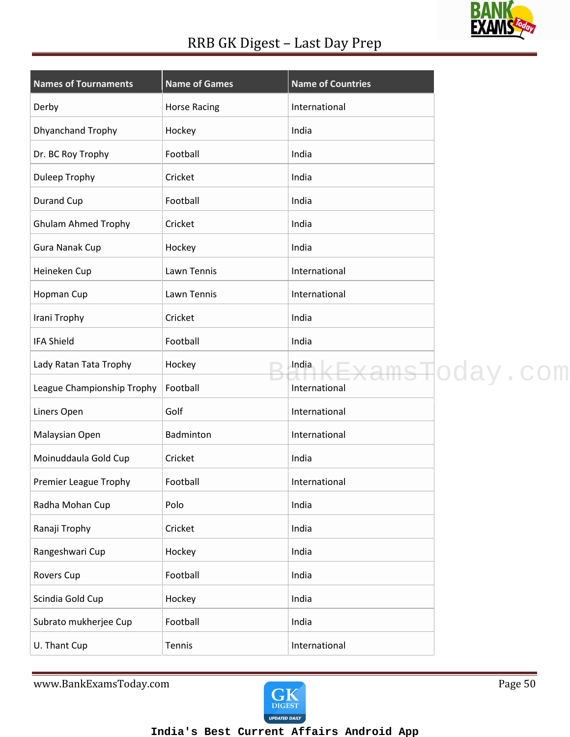| Names of Tournaments | Name of Games | Name of Countries |
|---|---|---|
| Derby | Horse Racing | International |
| Dhyanchand Trophy | Hockey | India |
| Dr. BC Roy Trophy | Football | India |
| Duleep Trophy | Cricket | India |
| Durand Cup | Football | India |
| Ghulam Ahmed Trophy | Cricket | India |
| Gura Nanak Cup | Hockey | India |
| Heineken Cup | Lawn Tennis | International |
| Hopman Cup | Lawn Tennis | International |
| Irani Trophy | Cricket | India |
| IFA Shield | Football | India |
| Lady Ratan Tata Trophy | Hockey | India |
| League Championship Trophy | Football | International |
| Liners Open | Golf | International |
| Malaysian Open | Badminton | International |
| Moinuddaula Gold Cup | Cricket | India |
| Premier League Trophy | Football | International |
| Radha Mohan Cup | Polo | India |
| Ranaji Trophy | Cricket | India |
| Rangeshwari Cup | Hockey | India |
| Rovers Cup | Football | India |
| Scindia Gold Cup | Hockey | India |
| Subrato mukherjee Cup | Football | India |
| U. Thant Cup | Tennis | International |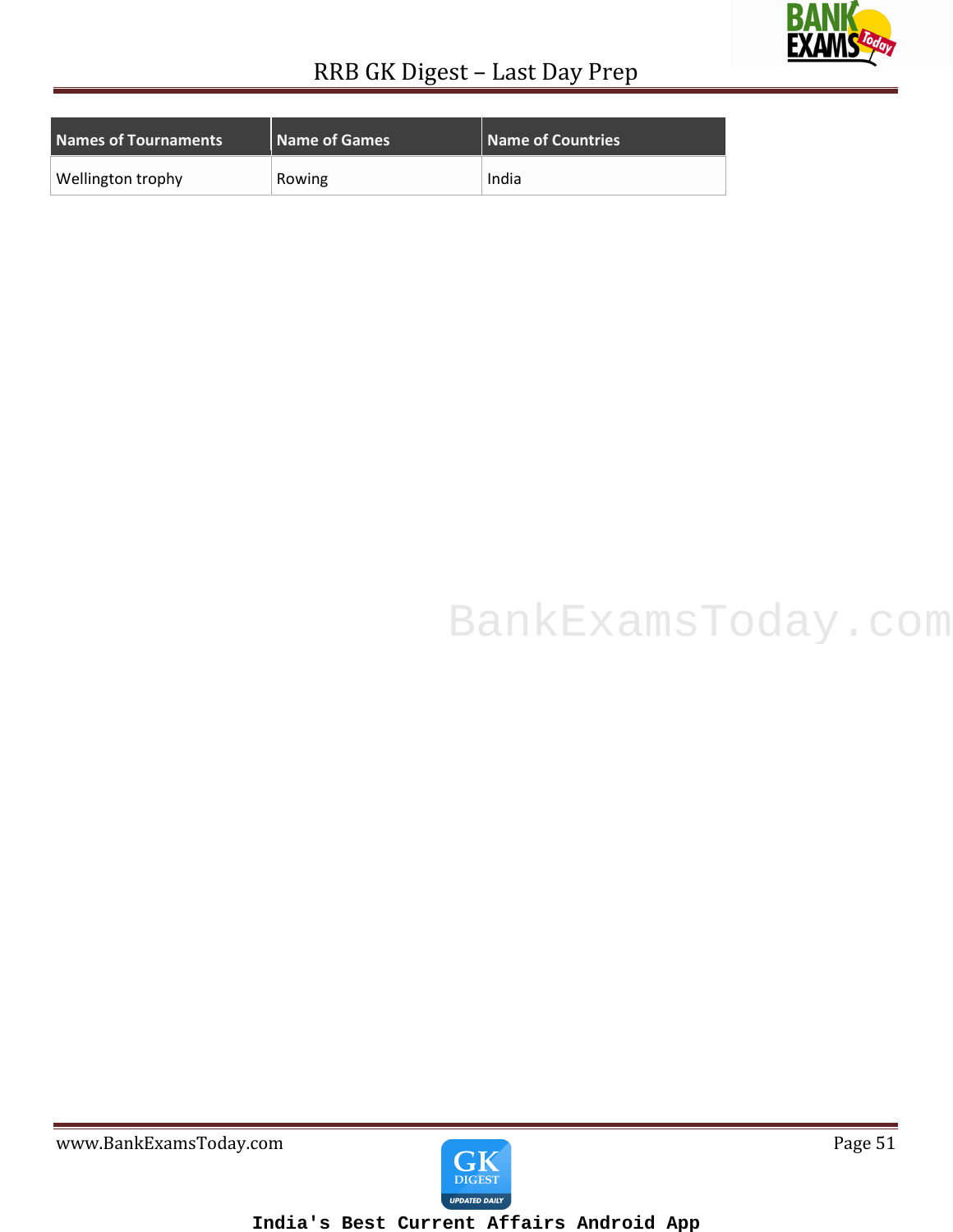| Names of Tournaments | Name of Games | Name of Countries |
|---|---|---|
| Wellington trophy | Rowing | India |